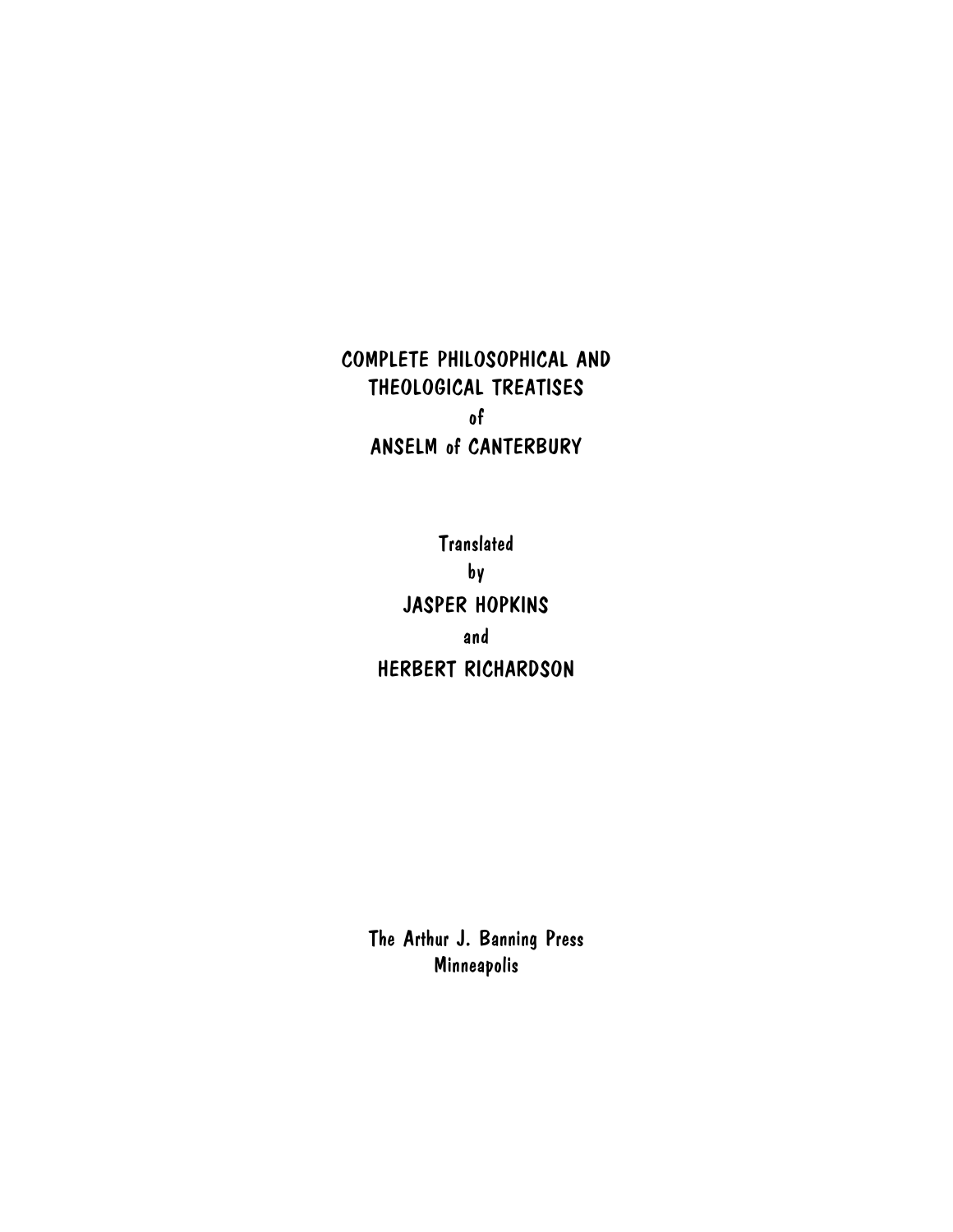# COMPLETE PHILOSOPHICAL AND THEOLOGICAL TREATISES of ANSELM of CANTERBURY

Translated by

JASPER HOPKINS

and

HERBERT RICHARDSON

The Arthur J. Banning Press
Minneapolis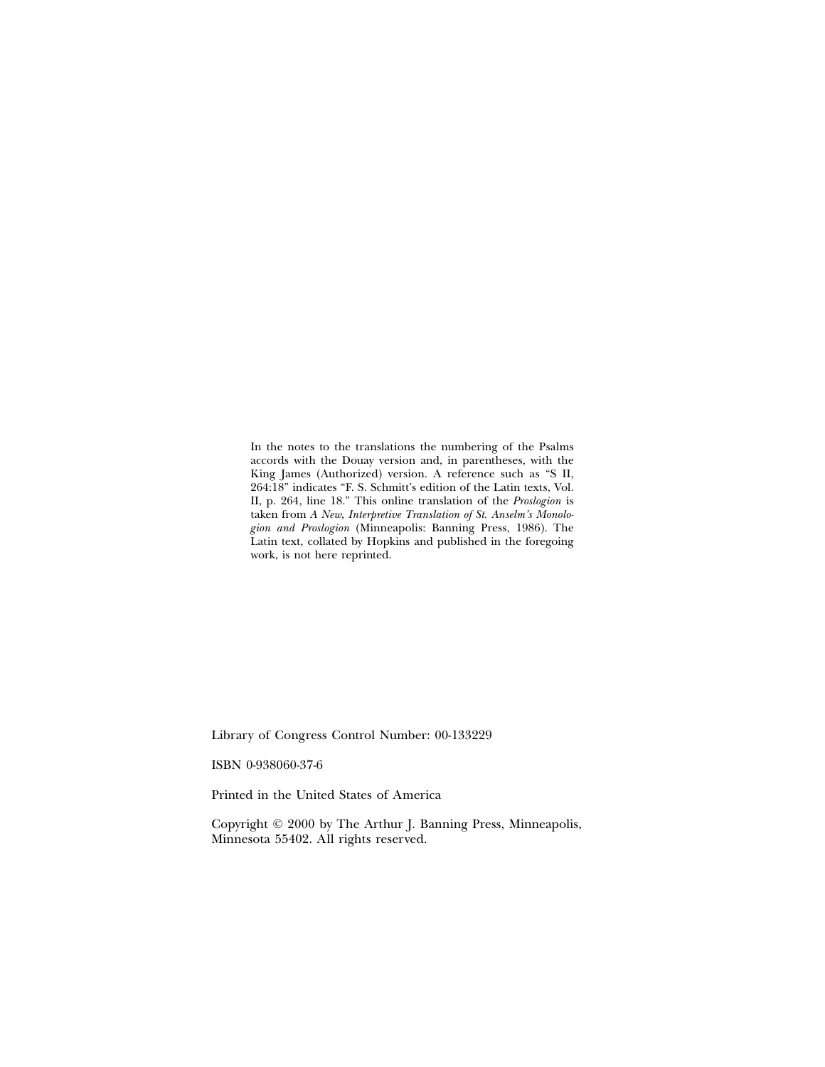In the notes to the translations the numbering of the Psalms accords with the Douay version and, in parentheses, with the King James (Authorized) version. A reference such as "S II, 264:18" indicates "F. S. Schmitt's edition of the Latin texts, Vol. II, p. 264, line 18." This online translation of the *Proslogion* is taken from *A New, Interpretive Translation of St. Anselm's Monologion and Proslogion* (Minneapolis: Banning Press, 1986). The Latin text, collated by Hopkins and published in the foregoing work, is not here reprinted.

Library of Congress Control Number: 00-133229

ISBN 0-938060-37-6

Printed in the United States of America

Copyright © 2000 by The Arthur J. Banning Press, Minneapolis, Minnesota 55402. All rights reserved.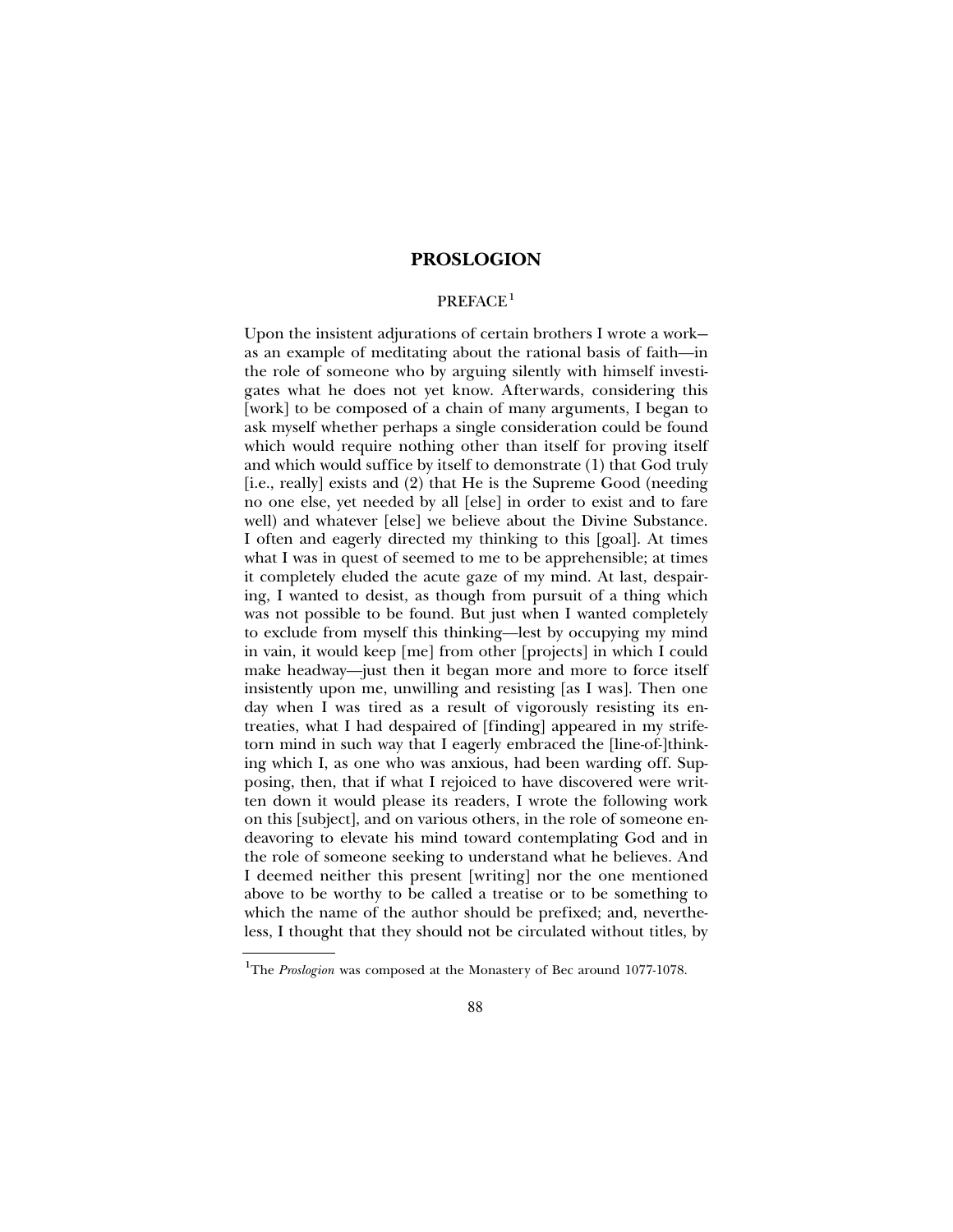# PROSLOGION

## PREFACE[1]

Upon the insistent adjurations of certain brothers I wrote a work—as an example of meditating about the rational basis of faith—in the role of someone who by arguing silently with himself investigates what he does not yet know. Afterwards, considering this [work] to be composed of a chain of many arguments, I began to ask myself whether perhaps a single consideration could be found which would require nothing other than itself for proving itself and which would suffice by itself to demonstrate (1) that God truly [i.e., really] exists and (2) that He is the Supreme Good (needing no one else, yet needed by all [else] in order to exist and to fare well) and whatever [else] we believe about the Divine Substance. I often and eagerly directed my thinking to this [goal]. At times what I was in quest of seemed to me to be apprehensible; at times it completely eluded the acute gaze of my mind. At last, despairing, I wanted to desist, as though from pursuit of a thing which was not possible to be found. But just when I wanted completely to exclude from myself this thinking—lest by occupying my mind in vain, it would keep [me] from other [projects] in which I could make headway—just then it began more and more to force itself insistently upon me, unwilling and resisting [as I was]. Then one day when I was tired as a result of vigorously resisting its entreaties, what I had despaired of [finding] appeared in my strife-torn mind in such way that I eagerly embraced the [line-of-]thinking which I, as one who was anxious, had been warding off. Supposing, then, that if what I rejoiced to have discovered were written down it would please its readers, I wrote the following work on this [subject], and on various others, in the role of someone endeavoring to elevate his mind toward contemplating God and in the role of someone seeking to understand what he believes. And I deemed neither this present [writing] nor the one mentioned above to be worthy to be called a treatise or to be something to which the name of the author should be prefixed; and, nevertheless, I thought that they should not be circulated without titles, by

---

[1] The *Proslogion* was composed at the Monastery of Bec around 1077-1078.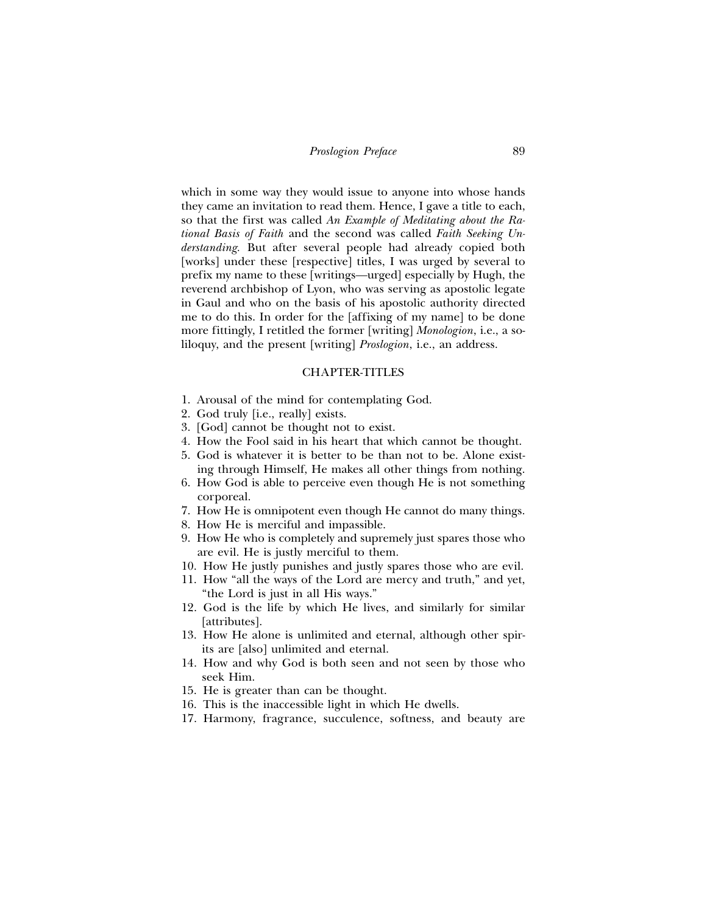which in some way they would issue to anyone into whose hands they came an invitation to read them. Hence, I gave a title to each, so that the first was called *An Example of Meditating about the Rational Basis of Faith* and the second was called *Faith Seeking Understanding*. But after several people had already copied both [works] under these [respective] titles, I was urged by several to prefix my name to these [writings—urged] especially by Hugh, the reverend archbishop of Lyon, who was serving as apostolic legate in Gaul and who on the basis of his apostolic authority directed me to do this. In order for the [affixing of my name] to be done more fittingly, I retitled the former [writing] *Monologion*, i.e., a soliloquy, and the present [writing] *Proslogion*, i.e., an address.

## CHAPTER-TITLES

1. Arousal of the mind for contemplating God.
2. God truly [i.e., really] exists.
3. [God] cannot be thought not to exist.
4. How the Fool said in his heart that which cannot be thought.
5. God is whatever it is better to be than not to be. Alone existing through Himself, He makes all other things from nothing.
6. How God is able to perceive even though He is not something corporeal.
7. How He is omnipotent even though He cannot do many things.
8. How He is merciful and impassible.
9. How He who is completely and supremely just spares those who are evil. He is justly merciful to them.
10. How He justly punishes and justly spares those who are evil.
11. How "all the ways of the Lord are mercy and truth," and yet, "the Lord is just in all His ways."
12. God is the life by which He lives, and similarly for similar [attributes].
13. How He alone is unlimited and eternal, although other spirits are [also] unlimited and eternal.
14. How and why God is both seen and not seen by those who seek Him.
15. He is greater than can be thought.
16. This is the inaccessible light in which He dwells.
17. Harmony, fragrance, succulence, softness, and beauty are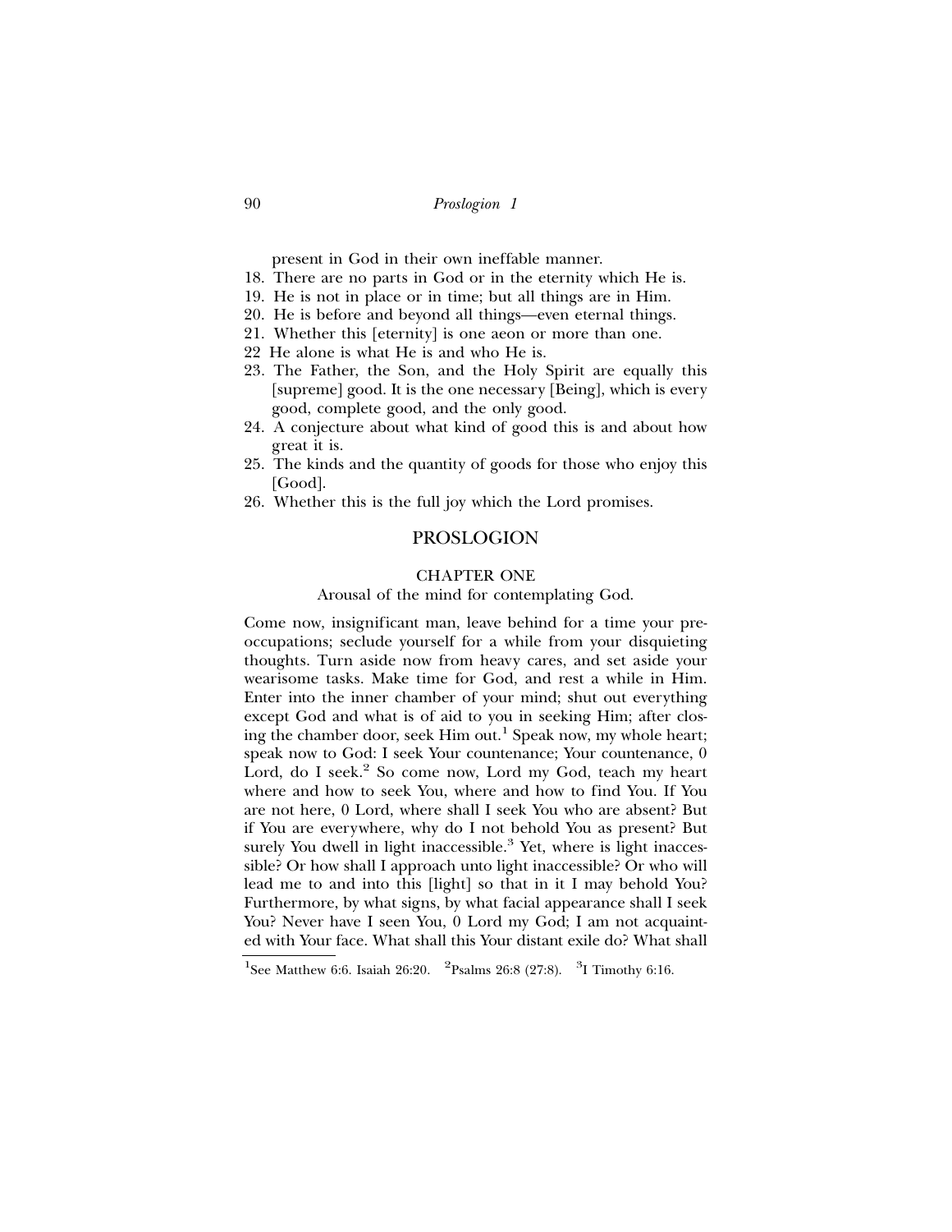present in God in their own ineffable manner.

18. There are no parts in God or in the eternity which He is.
19. He is not in place or in time; but all things are in Him.
20. He is before and beyond all things—even eternal things.
21. Whether this [eternity] is one aeon or more than one.
22 He alone is what He is and who He is.
23. The Father, the Son, and the Holy Spirit are equally this [supreme] good. It is the one necessary [Being], which is every good, complete good, and the only good.
24. A conjecture about what kind of good this is and about how great it is.
25. The kinds and the quantity of goods for those who enjoy this [Good].
26. Whether this is the full joy which the Lord promises.

# PROSLOGION

## CHAPTER ONE

### Arousal of the mind for contemplating God.

Come now, insignificant man, leave behind for a time your preoccupations; seclude yourself for a while from your disquieting thoughts. Turn aside now from heavy cares, and set aside your wearisome tasks. Make time for God, and rest a while in Him. Enter into the inner chamber of your mind; shut out everything except God and what is of aid to you in seeking Him; after closing the chamber door, seek Him out.[1] Speak now, my whole heart; speak now to God: I seek Your countenance; Your countenance, 0 Lord, do I seek.[2] So come now, Lord my God, teach my heart where and how to seek You, where and how to find You. If You are not here, 0 Lord, where shall I seek You who are absent? But if You are everywhere, why do I not behold You as present? But surely You dwell in light inaccessible.[3] Yet, where is light inaccessible? Or how shall I approach unto light inaccessible? Or who will lead me to and into this [light] so that in it I may behold You? Furthermore, by what signs, by what facial appearance shall I seek You? Never have I seen You, 0 Lord my God; I am not acquainted with Your face. What shall this Your distant exile do? What shall

---

[1]See Matthew 6:6. Isaiah 26:20. [2]Psalms 26:8 (27:8). [3]I Timothy 6:16.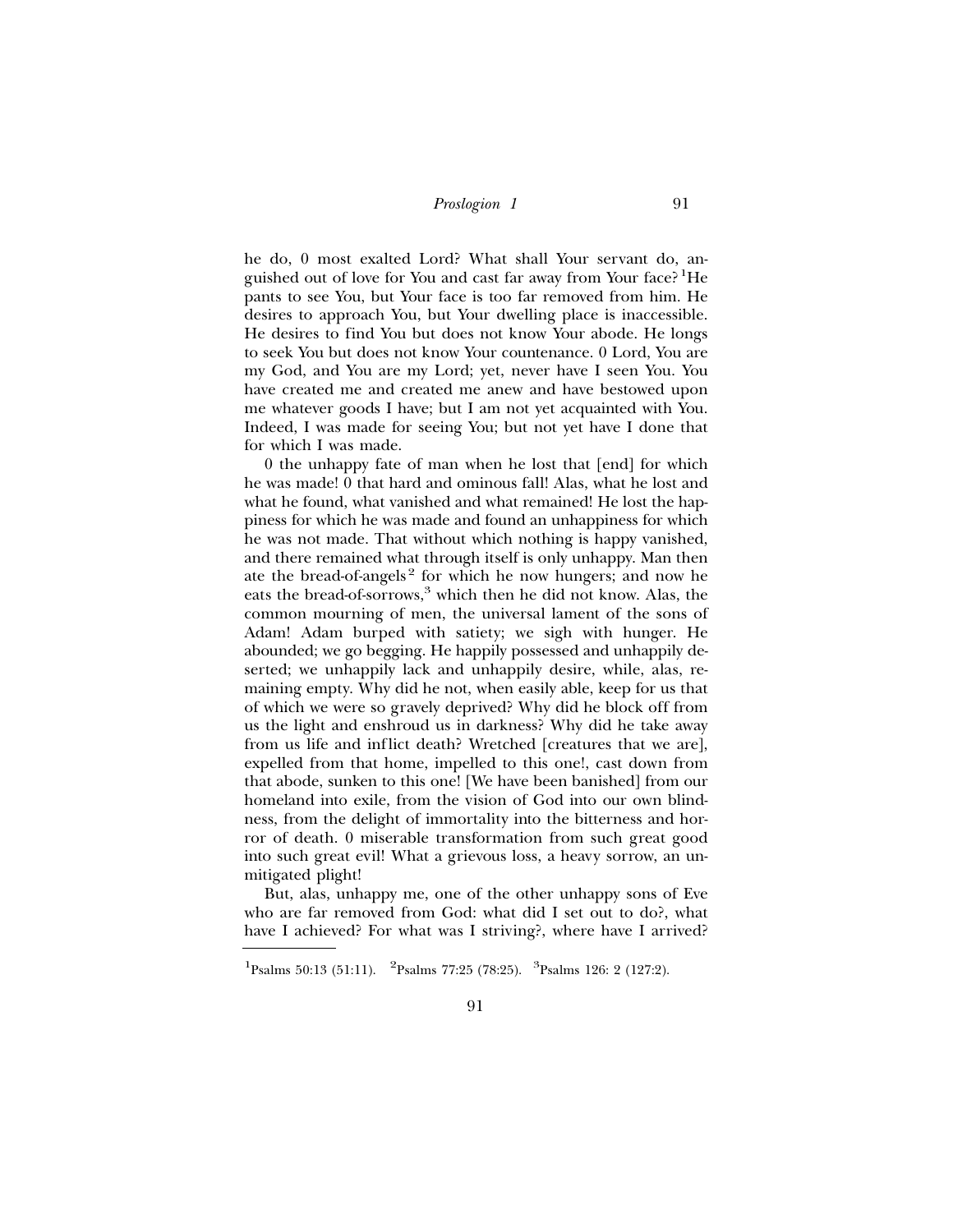he do, 0 most exalted Lord? What shall Your servant do, anguished out of love for You and cast far away from Your face?[1] He pants to see You, but Your face is too far removed from him. He desires to approach You, but Your dwelling place is inaccessible. He desires to find You but does not know Your abode. He longs to seek You but does not know Your countenance. 0 Lord, You are my God, and You are my Lord; yet, never have I seen You. You have created me and created me anew and have bestowed upon me whatever goods I have; but I am not yet acquainted with You. Indeed, I was made for seeing You; but not yet have I done that for which I was made.

0 the unhappy fate of man when he lost that [end] for which he was made! 0 that hard and ominous fall! Alas, what he lost and what he found, what vanished and what remained! He lost the happiness for which he was made and found an unhappiness for which he was not made. That without which nothing is happy vanished, and there remained what through itself is only unhappy. Man then ate the bread-of-angels[2] for which he now hungers; and now he eats the bread-of-sorrows,[3] which then he did not know. Alas, the common mourning of men, the universal lament of the sons of Adam! Adam burped with satiety; we sigh with hunger. He abounded; we go begging. He happily possessed and unhappily deserted; we unhappily lack and unhappily desire, while, alas, remaining empty. Why did he not, when easily able, keep for us that of which we were so gravely deprived? Why did he block off from us the light and enshroud us in darkness? Why did he take away from us life and inflict death? Wretched [creatures that we are], expelled from that home, impelled to this one!, cast down from that abode, sunken to this one! [We have been banished] from our homeland into exile, from the vision of God into our own blindness, from the delight of immortality into the bitterness and horror of death. 0 miserable transformation from such great good into such great evil! What a grievous loss, a heavy sorrow, an unmitigated plight!

But, alas, unhappy me, one of the other unhappy sons of Eve who are far removed from God: what did I set out to do?, what have I achieved? For what was I striving?, where have I arrived?

---

[1] Psalms 50:13 (51:11). [2] Psalms 77:25 (78:25). [3] Psalms 126: 2 (127:2).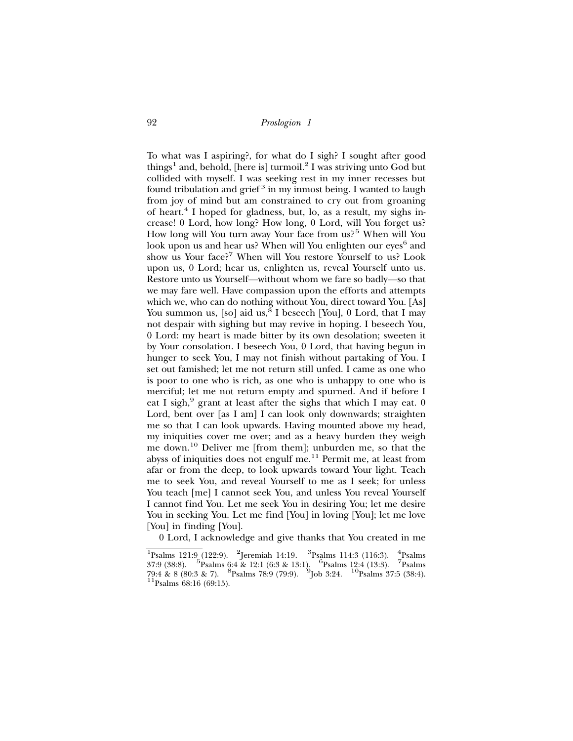To what was I aspiring?, for what do I sigh? I sought after good things[1] and, behold, [here is] turmoil.[2] I was striving unto God but collided with myself. I was seeking rest in my inner recesses but found tribulation and grief[3] in my inmost being. I wanted to laugh from joy of mind but am constrained to cry out from groaning of heart.[4] I hoped for gladness, but, lo, as a result, my sighs increase! 0 Lord, how long? How long, 0 Lord, will You forget us? How long will You turn away Your face from us?[5] When will You look upon us and hear us? When will You enlighten our eyes[6] and show us Your face?[7] When will You restore Yourself to us? Look upon us, 0 Lord; hear us, enlighten us, reveal Yourself unto us. Restore unto us Yourself—without whom we fare so badly—so that we may fare well. Have compassion upon the efforts and attempts which we, who can do nothing without You, direct toward You. [As] You summon us, [so] aid us,[8] I beseech [You], 0 Lord, that I may not despair with sighing but may revive in hoping. I beseech You, 0 Lord: my heart is made bitter by its own desolation; sweeten it by Your consolation. I beseech You, 0 Lord, that having begun in hunger to seek You, I may not finish without partaking of You. I set out famished; let me not return still unfed. I came as one who is poor to one who is rich, as one who is unhappy to one who is merciful; let me not return empty and spurned. And if before I eat I sigh,[9] grant at least after the sighs that which I may eat. 0 Lord, bent over [as I am] I can look only downwards; straighten me so that I can look upwards. Having mounted above my head, my iniquities cover me over; and as a heavy burden they weigh me down.[10] Deliver me [from them]; unburden me, so that the abyss of iniquities does not engulf me.[11] Permit me, at least from afar or from the deep, to look upwards toward Your light. Teach me to seek You, and reveal Yourself to me as I seek; for unless You teach [me] I cannot seek You, and unless You reveal Yourself I cannot find You. Let me seek You in desiring You; let me desire You in seeking You. Let me find [You] in loving [You]; let me love [You] in finding [You].

0 Lord, I acknowledge and give thanks that You created in me

[1] Psalms 121:9 (122:9). [2] Jeremiah 14:19. [3] Psalms 114:3 (116:3). [4] Psalms 37:9 (38:8). [5] Psalms 6:4 & 12:1 (6:3 & 13:1). [6] Psalms 12:4 (13:3). [7] Psalms 79:4 & 8 (80:3 & 7). [8] Psalms 78:9 (79:9). [9] Job 3:24. [10] Psalms 37:5 (38:4). [11] Psalms 68:16 (69:15).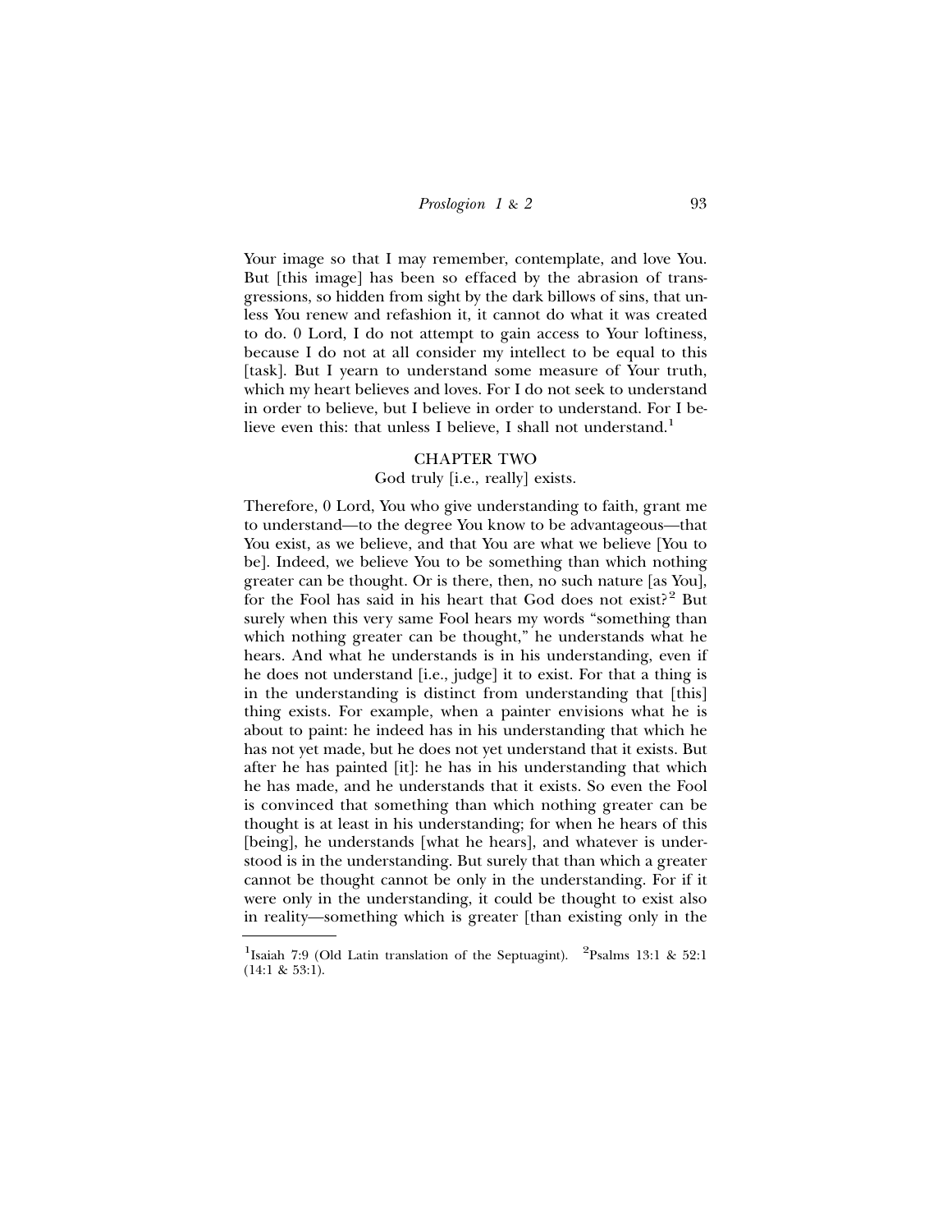Your image so that I may remember, contemplate, and love You. But [this image] has been so effaced by the abrasion of transgressions, so hidden from sight by the dark billows of sins, that unless You renew and refashion it, it cannot do what it was created to do. 0 Lord, I do not attempt to gain access to Your loftiness, because I do not at all consider my intellect to be equal to this [task]. But I yearn to understand some measure of Your truth, which my heart believes and loves. For I do not seek to understand in order to believe, but I believe in order to understand. For I believe even this: that unless I believe, I shall not understand.[1]

## CHAPTER TWO

God truly [i.e., really] exists.

Therefore, 0 Lord, You who give understanding to faith, grant me to understand—to the degree You know to be advantageous—that You exist, as we believe, and that You are what we believe [You to be]. Indeed, we believe You to be something than which nothing greater can be thought. Or is there, then, no such nature [as You], for the Fool has said in his heart that God does not exist?[2] But surely when this very same Fool hears my words "something than which nothing greater can be thought," he understands what he hears. And what he understands is in his understanding, even if he does not understand [i.e., judge] it to exist. For that a thing is in the understanding is distinct from understanding that [this] thing exists. For example, when a painter envisions what he is about to paint: he indeed has in his understanding that which he has not yet made, but he does not yet understand that it exists. But after he has painted [it]: he has in his understanding that which he has made, and he understands that it exists. So even the Fool is convinced that something than which nothing greater can be thought is at least in his understanding; for when he hears of this [being], he understands [what he hears], and whatever is understood is in the understanding. But surely that than which a greater cannot be thought cannot be only in the understanding. For if it were only in the understanding, it could be thought to exist also in reality—something which is greater [than existing only in the

---

[1] Isaiah 7:9 (Old Latin translation of the Septuagint). [2] Psalms 13:1 & 52:1 (14:1 & 53:1).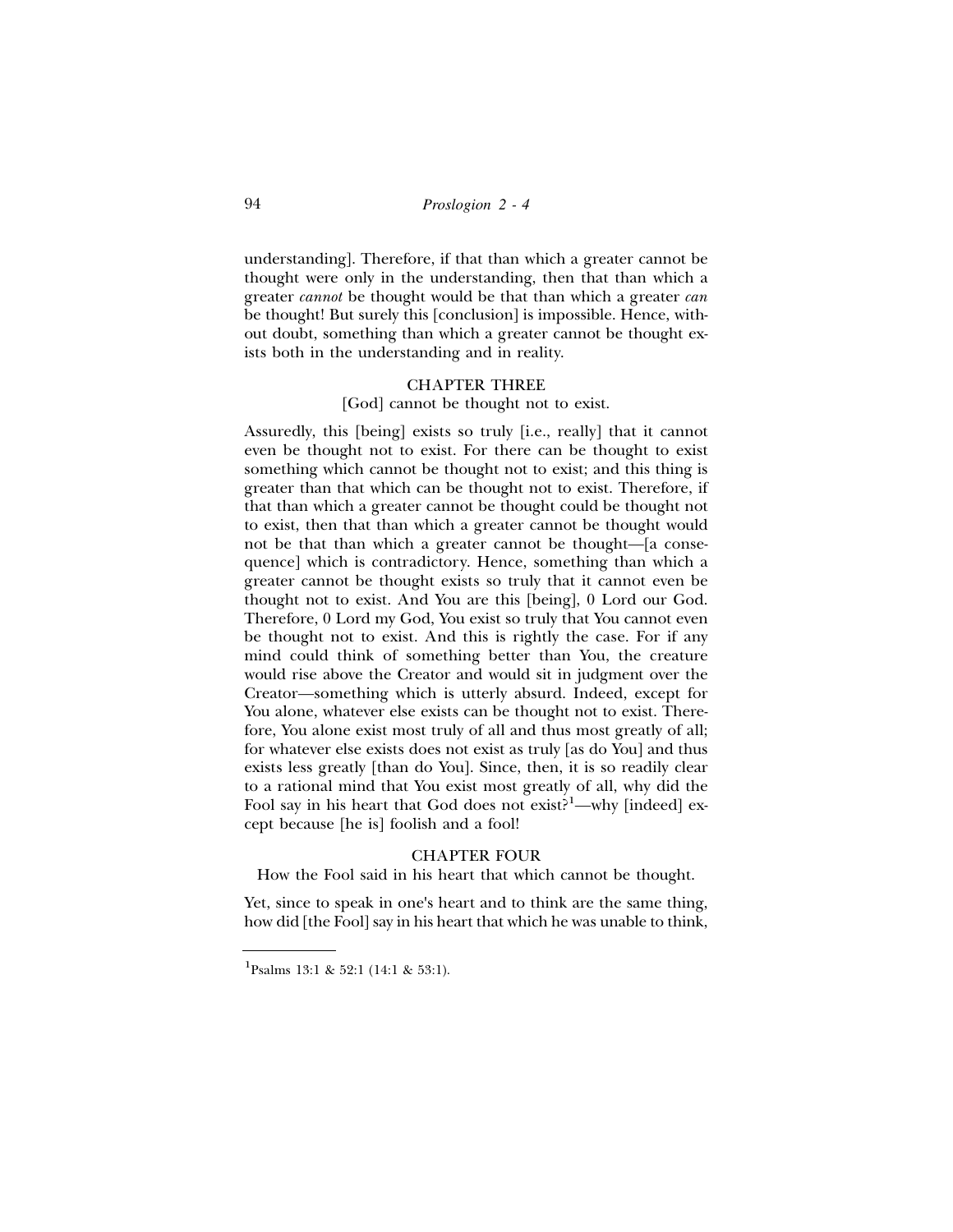understanding]. Therefore, if that than which a greater cannot be thought were only in the understanding, then that than which a greater *cannot* be thought would be that than which a greater *can* be thought! But surely this [conclusion] is impossible. Hence, without doubt, something than which a greater cannot be thought exists both in the understanding and in reality.

## CHAPTER THREE

[God] cannot be thought not to exist.

Assuredly, this [being] exists so truly [i.e., really] that it cannot even be thought not to exist. For there can be thought to exist something which cannot be thought not to exist; and this thing is greater than that which can be thought not to exist. Therefore, if that than which a greater cannot be thought could be thought not to exist, then that than which a greater cannot be thought would not be that than which a greater cannot be thought—[a consequence] which is contradictory. Hence, something than which a greater cannot be thought exists so truly that it cannot even be thought not to exist. And You are this [being], 0 Lord our God. Therefore, 0 Lord my God, You exist so truly that You cannot even be thought not to exist. And this is rightly the case. For if any mind could think of something better than You, the creature would rise above the Creator and would sit in judgment over the Creator—something which is utterly absurd. Indeed, except for You alone, whatever else exists can be thought not to exist. Therefore, You alone exist most truly of all and thus most greatly of all; for whatever else exists does not exist as truly [as do You] and thus exists less greatly [than do You]. Since, then, it is so readily clear to a rational mind that You exist most greatly of all, why did the Fool say in his heart that God does not exist?[1]—why [indeed] except because [he is] foolish and a fool!

## CHAPTER FOUR

How the Fool said in his heart that which cannot be thought.

Yet, since to speak in one's heart and to think are the same thing, how did [the Fool] say in his heart that which he was unable to think,

[1] Psalms 13:1 & 52:1 (14:1 & 53:1).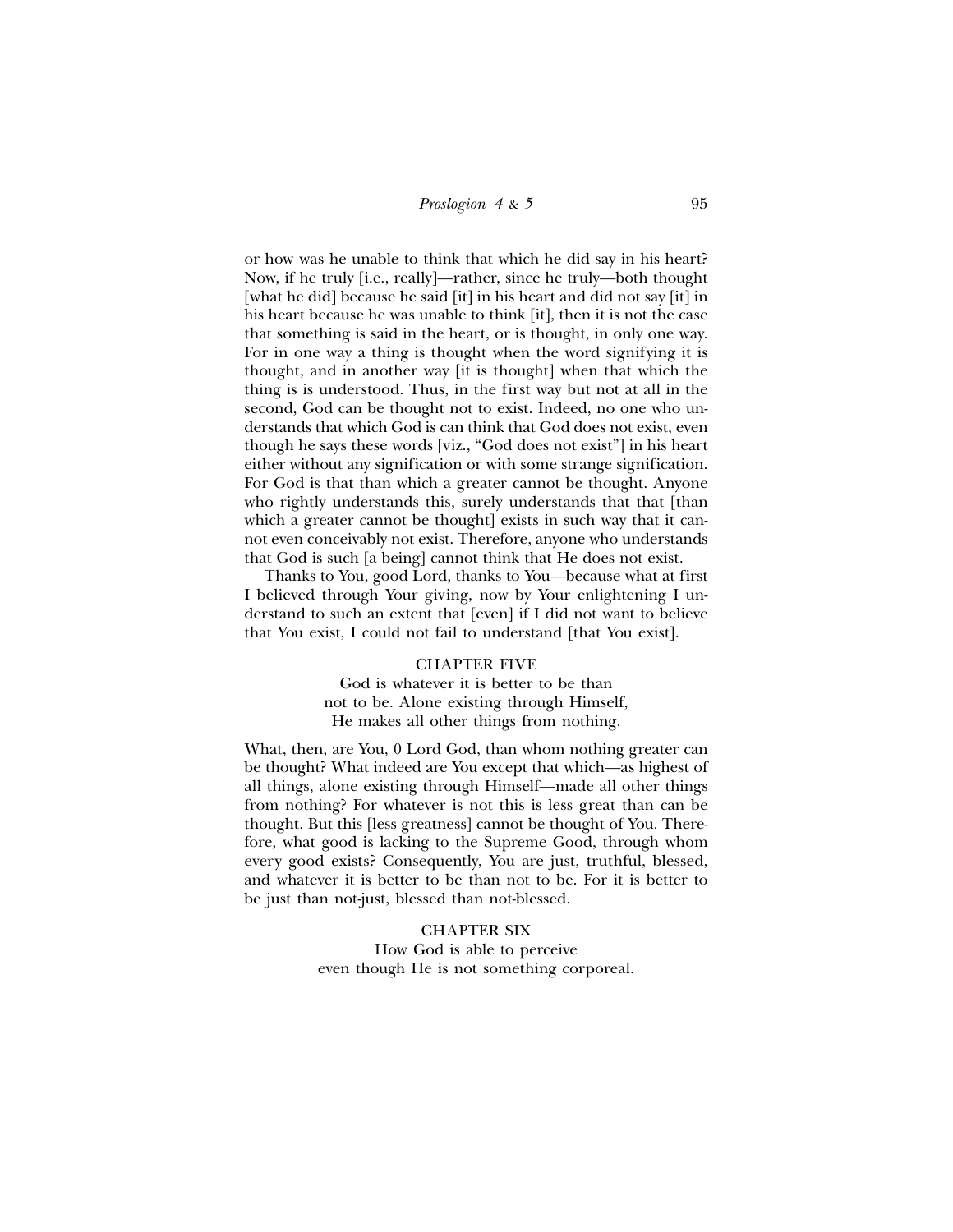or how was he unable to think that which he did say in his heart? Now, if he truly [i.e., really]—rather, since he truly—both thought [what he did] because he said [it] in his heart and did not say [it] in his heart because he was unable to think [it], then it is not the case that something is said in the heart, or is thought, in only one way. For in one way a thing is thought when the word signifying it is thought, and in another way [it is thought] when that which the thing is is understood. Thus, in the first way but not at all in the second, God can be thought not to exist. Indeed, no one who understands that which God is can think that God does not exist, even though he says these words [viz., "God does not exist"] in his heart either without any signification or with some strange signification. For God is that than which a greater cannot be thought. Anyone who rightly understands this, surely understands that that [than which a greater cannot be thought] exists in such way that it cannot even conceivably not exist. Therefore, anyone who understands that God is such [a being] cannot think that He does not exist.

Thanks to You, good Lord, thanks to You—because what at first I believed through Your giving, now by Your enlightening I understand to such an extent that [even] if I did not want to believe that You exist, I could not fail to understand [that You exist].

## CHAPTER FIVE

God is whatever it is better to be than not to be. Alone existing through Himself, He makes all other things from nothing.

What, then, are You, 0 Lord God, than whom nothing greater can be thought? What indeed are You except that which—as highest of all things, alone existing through Himself—made all other things from nothing? For whatever is not this is less great than can be thought. But this [less greatness] cannot be thought of You. Therefore, what good is lacking to the Supreme Good, through whom every good exists? Consequently, You are just, truthful, blessed, and whatever it is better to be than not to be. For it is better to be just than not-just, blessed than not-blessed.

## CHAPTER SIX

How God is able to perceive even though He is not something corporeal.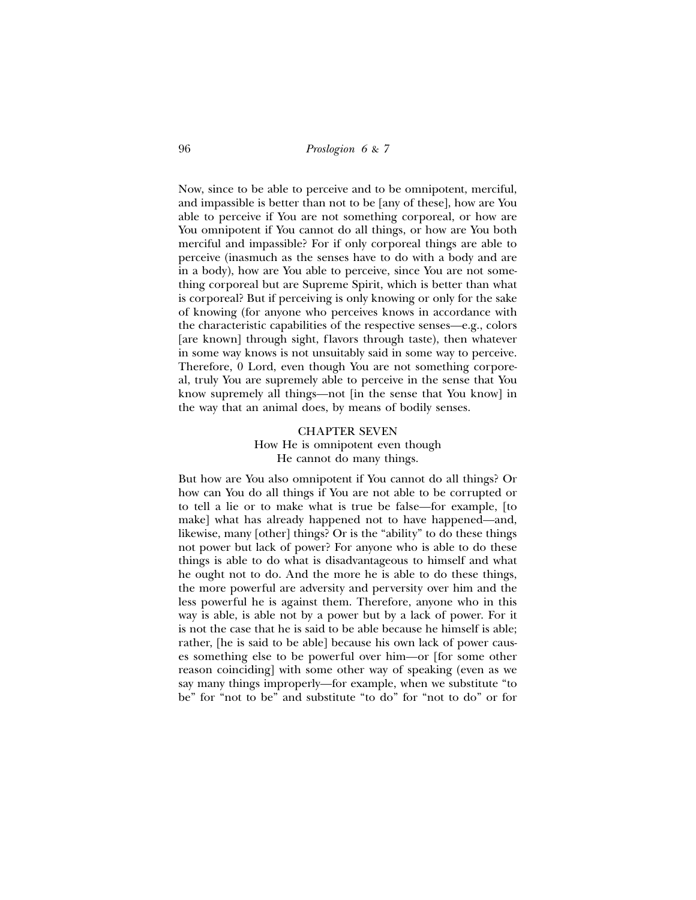Now, since to be able to perceive and to be omnipotent, merciful, and impassible is better than not to be [any of these], how are You able to perceive if You are not something corporeal, or how are You omnipotent if You cannot do all things, or how are You both merciful and impassible? For if only corporeal things are able to perceive (inasmuch as the senses have to do with a body and are in a body), how are You able to perceive, since You are not something corporeal but are Supreme Spirit, which is better than what is corporeal? But if perceiving is only knowing or only for the sake of knowing (for anyone who perceives knows in accordance with the characteristic capabilities of the respective senses—e.g., colors [are known] through sight, flavors through taste), then whatever in some way knows is not unsuitably said in some way to perceive. Therefore, 0 Lord, even though You are not something corporeal, truly You are supremely able to perceive in the sense that You know supremely all things—not [in the sense that You know] in the way that an animal does, by means of bodily senses.

## CHAPTER SEVEN
### How He is omnipotent even though He cannot do many things.

But how are You also omnipotent if You cannot do all things? Or how can You do all things if You are not able to be corrupted or to tell a lie or to make what is true be false—for example, [to make] what has already happened not to have happened—and, likewise, many [other] things? Or is the "ability" to do these things not power but lack of power? For anyone who is able to do these things is able to do what is disadvantageous to himself and what he ought not to do. And the more he is able to do these things, the more powerful are adversity and perversity over him and the less powerful he is against them. Therefore, anyone who in this way is able, is able not by a power but by a lack of power. For it is not the case that he is said to be able because he himself is able; rather, [he is said to be able] because his own lack of power causes something else to be powerful over him—or [for some other reason coinciding] with some other way of speaking (even as we say many things improperly—for example, when we substitute "to be" for "not to be" and substitute "to do" for "not to do" or for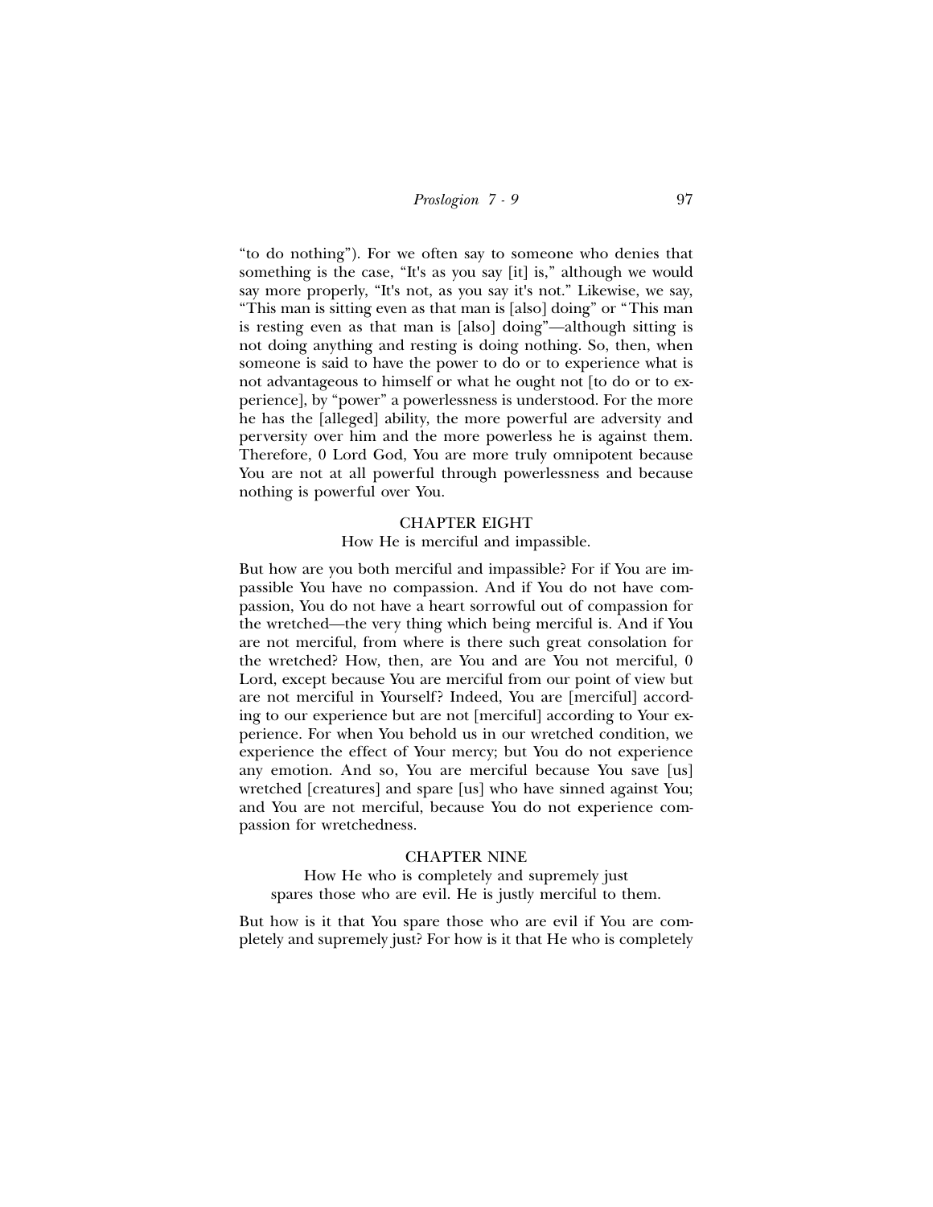"to do nothing"). For we often say to someone who denies that something is the case, "It's as you say [it] is," although we would say more properly, "It's not, as you say it's not." Likewise, we say, "This man is sitting even as that man is [also] doing" or "This man is resting even as that man is [also] doing"—although sitting is not doing anything and resting is doing nothing. So, then, when someone is said to have the power to do or to experience what is not advantageous to himself or what he ought not [to do or to experience], by "power" a powerlessness is understood. For the more he has the [alleged] ability, the more powerful are adversity and perversity over him and the more powerless he is against them. Therefore, 0 Lord God, You are more truly omnipotent because You are not at all powerful through powerlessness and because nothing is powerful over You.

## CHAPTER EIGHT

How He is merciful and impassible.

But how are you both merciful and impassible? For if You are impassible You have no compassion. And if You do not have compassion, You do not have a heart sorrowful out of compassion for the wretched—the very thing which being merciful is. And if You are not merciful, from where is there such great consolation for the wretched? How, then, are You and are You not merciful, 0 Lord, except because You are merciful from our point of view but are not merciful in Yourself? Indeed, You are [merciful] according to our experience but are not [merciful] according to Your experience. For when You behold us in our wretched condition, we experience the effect of Your mercy; but You do not experience any emotion. And so, You are merciful because You save [us] wretched [creatures] and spare [us] who have sinned against You; and You are not merciful, because You do not experience compassion for wretchedness.

## CHAPTER NINE

How He who is completely and supremely just spares those who are evil. He is justly merciful to them.

But how is it that You spare those who are evil if You are completely and supremely just? For how is it that He who is completely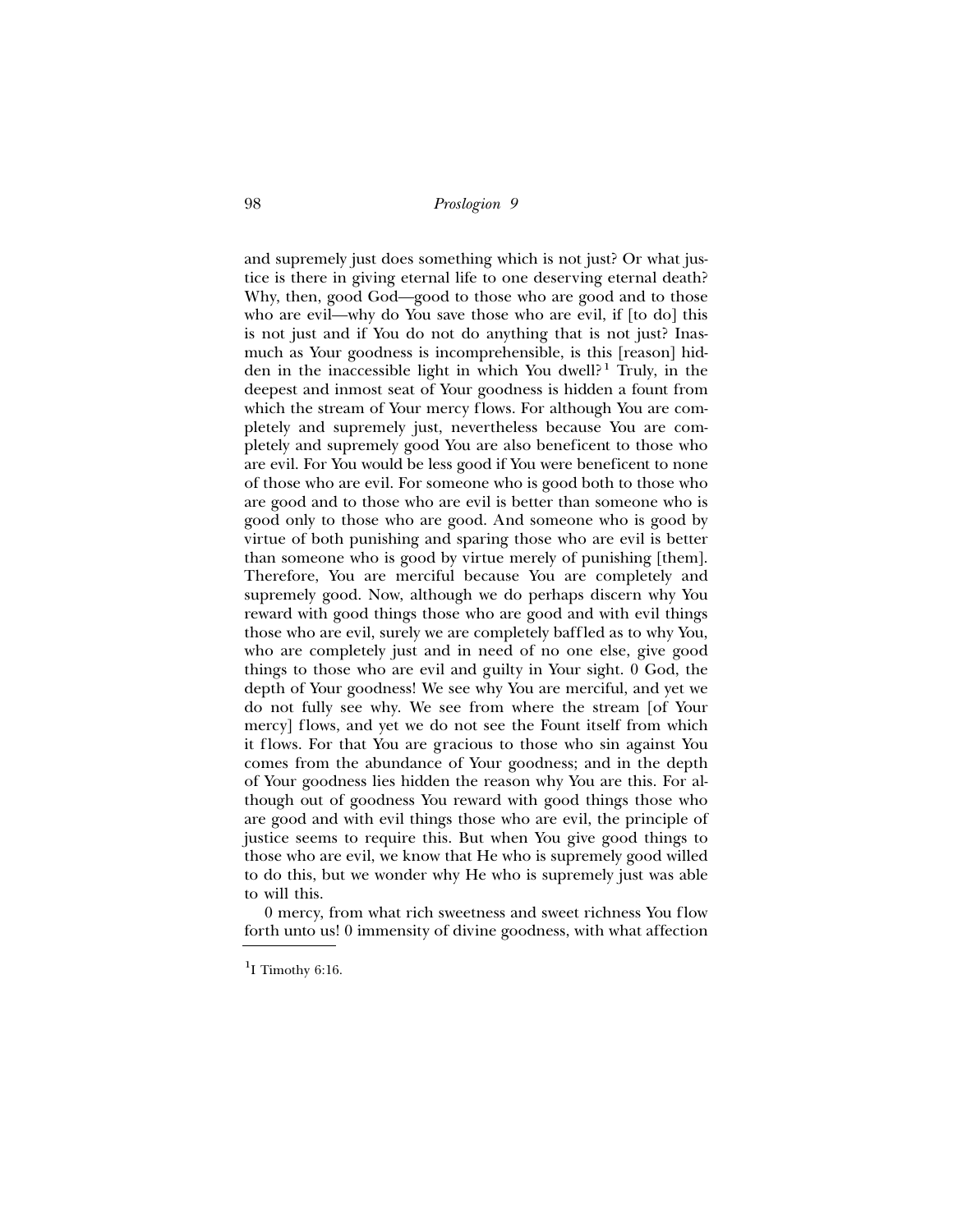and supremely just does something which is not just? Or what justice is there in giving eternal life to one deserving eternal death? Why, then, good God—good to those who are good and to those who are evil—why do You save those who are evil, if [to do] this is not just and if You do not do anything that is not just? Inasmuch as Your goodness is incomprehensible, is this [reason] hidden in the inaccessible light in which You dwell?[1] Truly, in the deepest and inmost seat of Your goodness is hidden a fount from which the stream of Your mercy flows. For although You are completely and supremely just, nevertheless because You are completely and supremely good You are also beneficent to those who are evil. For You would be less good if You were beneficent to none of those who are evil. For someone who is good both to those who are good and to those who are evil is better than someone who is good only to those who are good. And someone who is good by virtue of both punishing and sparing those who are evil is better than someone who is good by virtue merely of punishing [them]. Therefore, You are merciful because You are completely and supremely good. Now, although we do perhaps discern why You reward with good things those who are good and with evil things those who are evil, surely we are completely baffled as to why You, who are completely just and in need of no one else, give good things to those who are evil and guilty in Your sight. 0 God, the depth of Your goodness! We see why You are merciful, and yet we do not fully see why. We see from where the stream [of Your mercy] flows, and yet we do not see the Fount itself from which it flows. For that You are gracious to those who sin against You comes from the abundance of Your goodness; and in the depth of Your goodness lies hidden the reason why You are this. For although out of goodness You reward with good things those who are good and with evil things those who are evil, the principle of justice seems to require this. But when You give good things to those who are evil, we know that He who is supremely good willed to do this, but we wonder why He who is supremely just was able to will this.

0 mercy, from what rich sweetness and sweet richness You flow forth unto us! 0 immensity of divine goodness, with what affection

---

[1] I Timothy 6:16.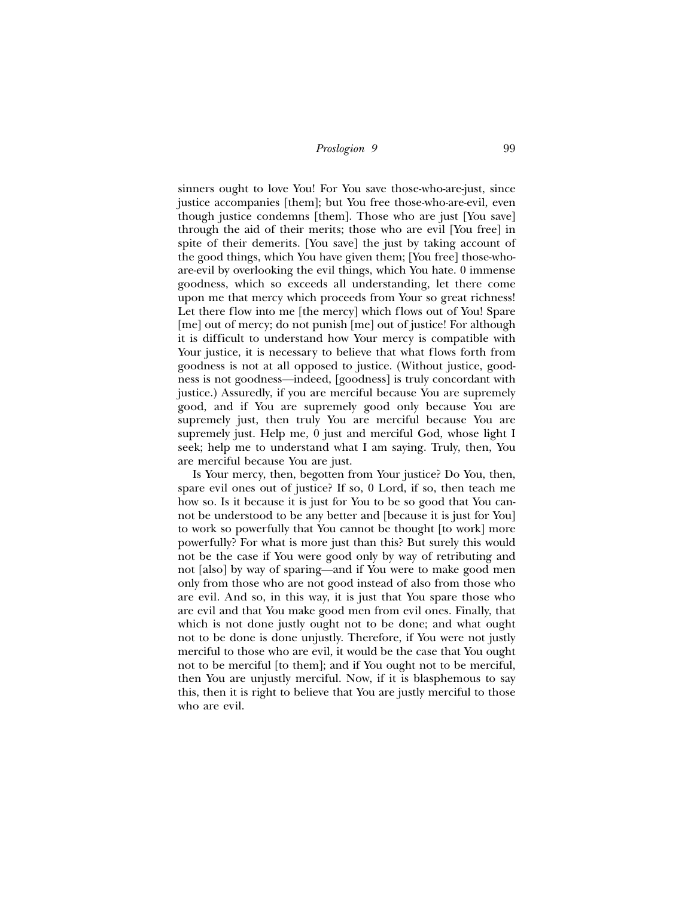sinners ought to love You! For You save those-who-are-just, since justice accompanies [them]; but You free those-who-are-evil, even though justice condemns [them]. Those who are just [You save] through the aid of their merits; those who are evil [You free] in spite of their demerits. [You save] the just by taking account of the good things, which You have given them; [You free] those-who-are-evil by overlooking the evil things, which You hate. 0 immense goodness, which so exceeds all understanding, let there come upon me that mercy which proceeds from Your so great richness! Let there flow into me [the mercy] which flows out of You! Spare [me] out of mercy; do not punish [me] out of justice! For although it is difficult to understand how Your mercy is compatible with Your justice, it is necessary to believe that what flows forth from goodness is not at all opposed to justice. (Without justice, goodness is not goodness—indeed, [goodness] is truly concordant with justice.) Assuredly, if you are merciful because You are supremely good, and if You are supremely good only because You are supremely just, then truly You are merciful because You are supremely just. Help me, 0 just and merciful God, whose light I seek; help me to understand what I am saying. Truly, then, You are merciful because You are just.

Is Your mercy, then, begotten from Your justice? Do You, then, spare evil ones out of justice? If so, 0 Lord, if so, then teach me how so. Is it because it is just for You to be so good that You cannot be understood to be any better and [because it is just for You] to work so powerfully that You cannot be thought [to work] more powerfully? For what is more just than this? But surely this would not be the case if You were good only by way of retributing and not [also] by way of sparing—and if You were to make good men only from those who are not good instead of also from those who are evil. And so, in this way, it is just that You spare those who are evil and that You make good men from evil ones. Finally, that which is not done justly ought not to be done; and what ought not to be done is done unjustly. Therefore, if You were not justly merciful to those who are evil, it would be the case that You ought not to be merciful [to them]; and if You ought not to be merciful, then You are unjustly merciful. Now, if it is blasphemous to say this, then it is right to believe that You are justly merciful to those who are evil.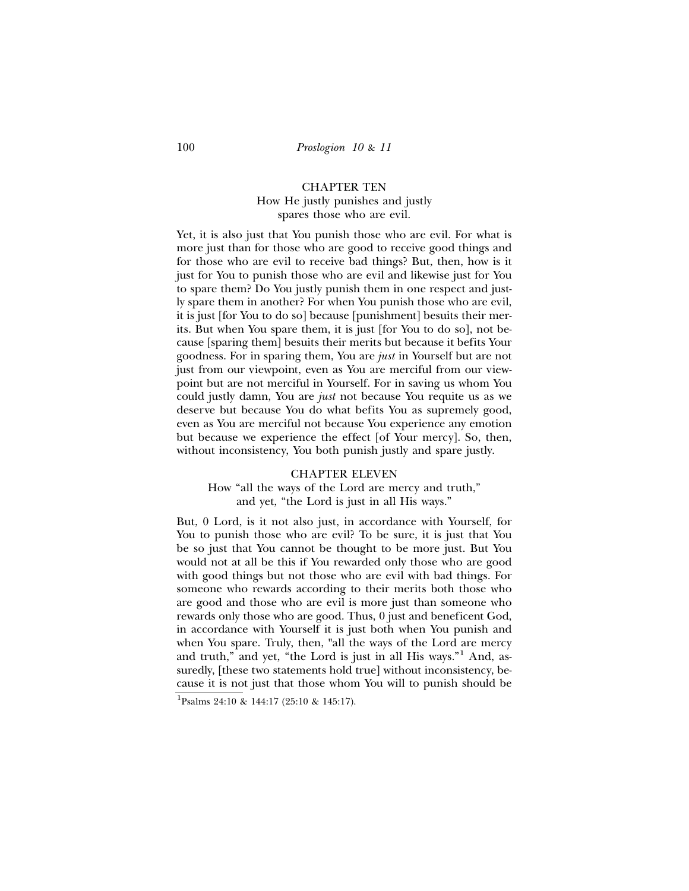## CHAPTER TEN
### How He justly punishes and justly spares those who are evil.

Yet, it is also just that You punish those who are evil. For what is more just than for those who are good to receive good things and for those who are evil to receive bad things? But, then, how is it just for You to punish those who are evil and likewise just for You to spare them? Do You justly punish them in one respect and justly spare them in another? For when You punish those who are evil, it is just [for You to do so] because [punishment] besuits their merits. But when You spare them, it is just [for You to do so], not because [sparing them] besuits their merits but because it befits Your goodness. For in sparing them, You are *just* in Yourself but are not just from our viewpoint, even as You are merciful from our viewpoint but are not merciful in Yourself. For in saving us whom You could justly damn, You are *just* not because You requite us as we deserve but because You do what befits You as supremely good, even as You are merciful not because You experience any emotion but because we experience the effect [of Your mercy]. So, then, without inconsistency, You both punish justly and spare justly.

## CHAPTER ELEVEN
### How "all the ways of the Lord are mercy and truth," and yet, "the Lord is just in all His ways."

But, 0 Lord, is it not also just, in accordance with Yourself, for You to punish those who are evil? To be sure, it is just that You be so just that You cannot be thought to be more just. But You would not at all be this if You rewarded only those who are good with good things but not those who are evil with bad things. For someone who rewards according to their merits both those who are good and those who are evil is more just than someone who rewards only those who are good. Thus, 0 just and beneficent God, in accordance with Yourself it is just both when You punish and when You spare. Truly, then, "all the ways of the Lord are mercy and truth," and yet, "the Lord is just in all His ways."[1] And, assuredly, [these two statements hold true] without inconsistency, because it is not just that those whom You will to punish should be

[1] Psalms 24:10 & 144:17 (25:10 & 145:17).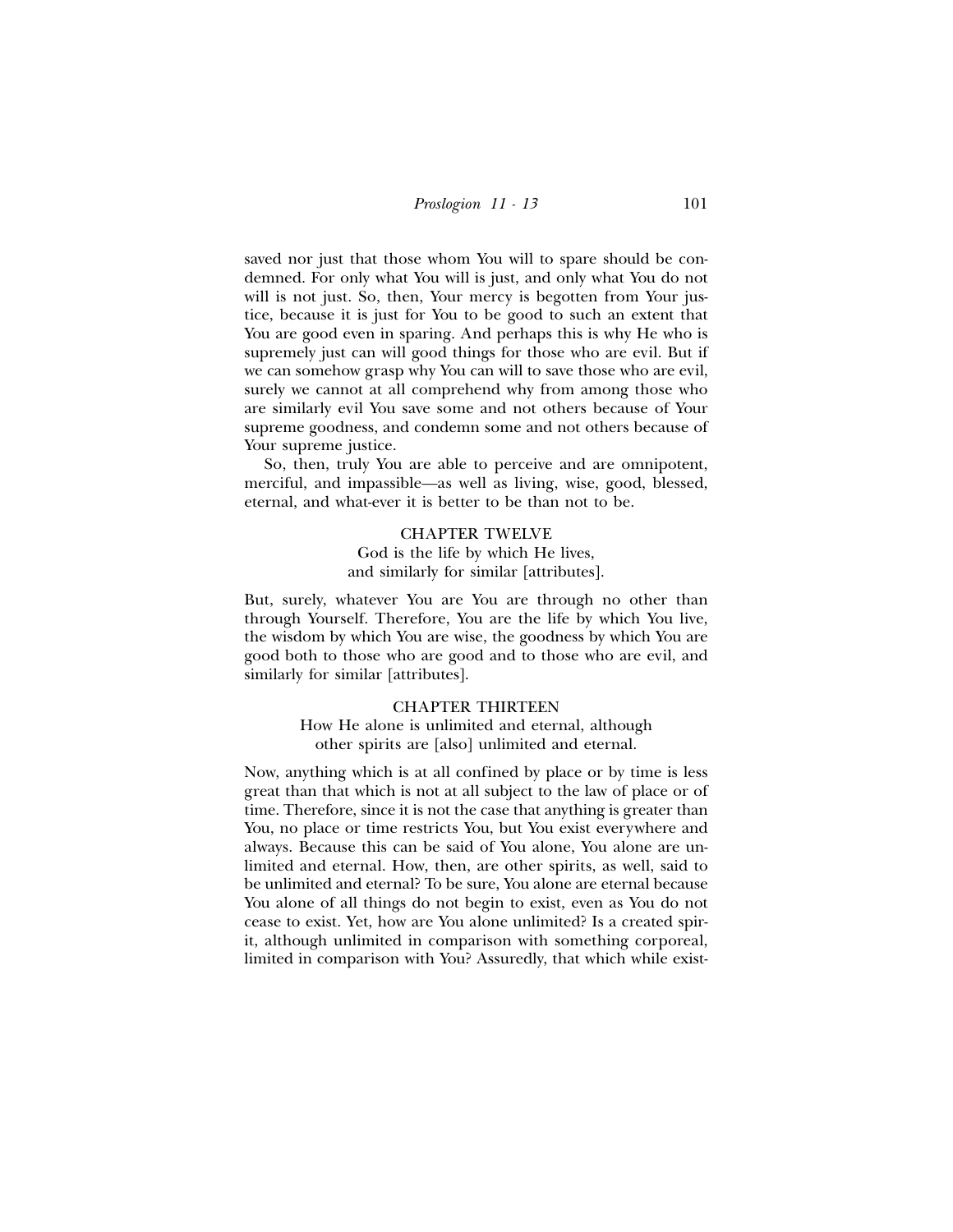saved nor just that those whom You will to spare should be condemned. For only what You will is just, and only what You do not will is not just. So, then, Your mercy is begotten from Your justice, because it is just for You to be good to such an extent that You are good even in sparing. And perhaps this is why He who is supremely just can will good things for those who are evil. But if we can somehow grasp why You can will to save those who are evil, surely we cannot at all comprehend why from among those who are similarly evil You save some and not others because of Your supreme goodness, and condemn some and not others because of Your supreme justice.

So, then, truly You are able to perceive and are omnipotent, merciful, and impassible—as well as living, wise, good, blessed, eternal, and what-ever it is better to be than not to be.

## CHAPTER TWELVE

God is the life by which He lives,
and similarly for similar [attributes].

But, surely, whatever You are You are through no other than through Yourself. Therefore, You are the life by which You live, the wisdom by which You are wise, the goodness by which You are good both to those who are good and to those who are evil, and similarly for similar [attributes].

## CHAPTER THIRTEEN

How He alone is unlimited and eternal, although
other spirits are [also] unlimited and eternal.

Now, anything which is at all confined by place or by time is less great than that which is not at all subject to the law of place or of time. Therefore, since it is not the case that anything is greater than You, no place or time restricts You, but You exist everywhere and always. Because this can be said of You alone, You alone are unlimited and eternal. How, then, are other spirits, as well, said to be unlimited and eternal? To be sure, You alone are eternal because You alone of all things do not begin to exist, even as You do not cease to exist. Yet, how are You alone unlimited? Is a created spirit, although unlimited in comparison with something corporeal, limited in comparison with You? Assuredly, that which while exist-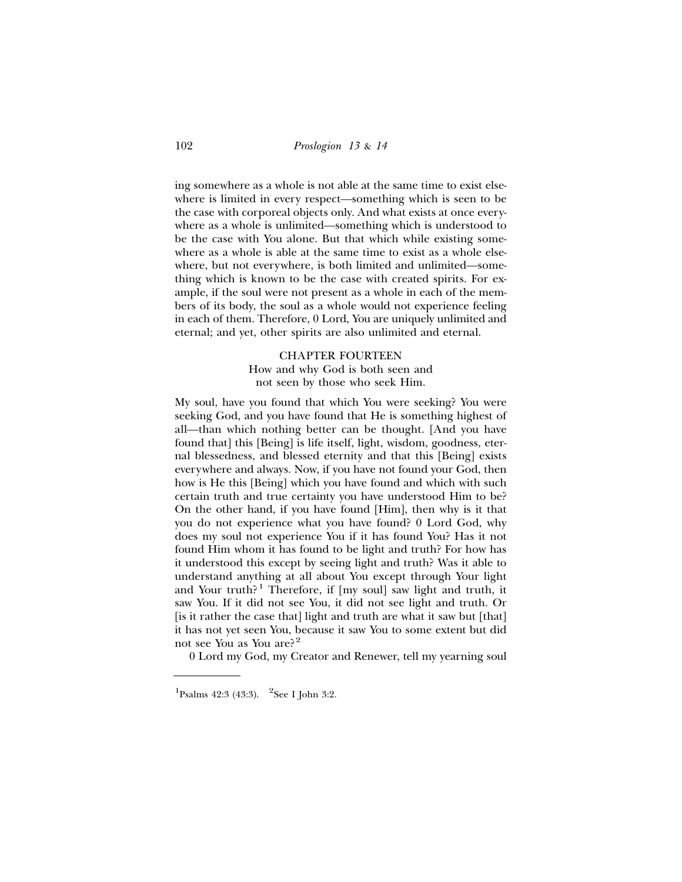ing somewhere as a whole is not able at the same time to exist elsewhere is limited in every respect—something which is seen to be the case with corporeal objects only. And what exists at once everywhere as a whole is unlimited—something which is understood to be the case with You alone. But that which while existing somewhere as a whole is able at the same time to exist as a whole elsewhere, but not everywhere, is both limited and unlimited—something which is known to be the case with created spirits. For example, if the soul were not present as a whole in each of the members of its body, the soul as a whole would not experience feeling in each of them. Therefore, 0 Lord, You are uniquely unlimited and eternal; and yet, other spirits are also unlimited and eternal.

## CHAPTER FOURTEEN

How and why God is both seen and not seen by those who seek Him.

My soul, have you found that which You were seeking? You were seeking God, and you have found that He is something highest of all—than which nothing better can be thought. [And you have found that] this [Being] is life itself, light, wisdom, goodness, eternal blessedness, and blessed eternity and that this [Being] exists everywhere and always. Now, if you have not found your God, then how is He this [Being] which you have found and which with such certain truth and true certainty you have understood Him to be? On the other hand, if you have found [Him], then why is it that you do not experience what you have found? 0 Lord God, why does my soul not experience You if it has found You? Has it not found Him whom it has found to be light and truth? For how has it understood this except by seeing light and truth? Was it able to understand anything at all about You except through Your light and Your truth?[1] Therefore, if [my soul] saw light and truth, it saw You. If it did not see You, it did not see light and truth. Or [is it rather the case that] light and truth are what it saw but [that] it has not yet seen You, because it saw You to some extent but did not see You as You are?[2]

0 Lord my God, my Creator and Renewer, tell my yearning soul

---

[1] Psalms 42:3 (43:3). [2] See I John 3:2.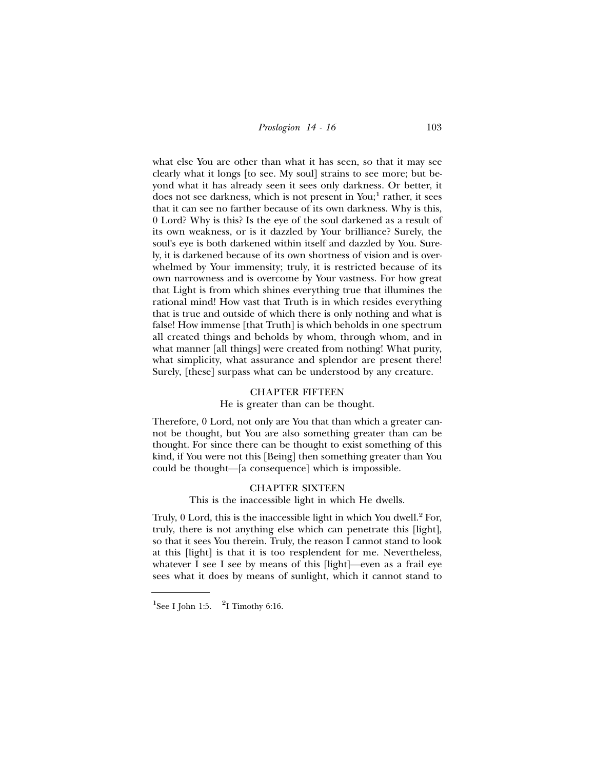what else You are other than what it has seen, so that it may see clearly what it longs [to see. My soul] strains to see more; but beyond what it has already seen it sees only darkness. Or better, it does not see darkness, which is not present in You;[1] rather, it sees that it can see no farther because of its own darkness. Why is this, 0 Lord? Why is this? Is the eye of the soul darkened as a result of its own weakness, or is it dazzled by Your brilliance? Surely, the soul's eye is both darkened within itself and dazzled by You. Surely, it is darkened because of its own shortness of vision and is overwhelmed by Your immensity; truly, it is restricted because of its own narrowness and is overcome by Your vastness. For how great that Light is from which shines everything true that illumines the rational mind! How vast that Truth is in which resides everything that is true and outside of which there is only nothing and what is false! How immense [that Truth] is which beholds in one spectrum all created things and beholds by whom, through whom, and in what manner [all things] were created from nothing! What purity, what simplicity, what assurance and splendor are present there! Surely, [these] surpass what can be understood by any creature.

## CHAPTER FIFTEEN

He is greater than can be thought.

Therefore, 0 Lord, not only are You that than which a greater cannot be thought, but You are also something greater than can be thought. For since there can be thought to exist something of this kind, if You were not this [Being] then something greater than You could be thought—[a consequence] which is impossible.

## CHAPTER SIXTEEN

This is the inaccessible light in which He dwells.

Truly, 0 Lord, this is the inaccessible light in which You dwell.[2] For, truly, there is not anything else which can penetrate this [light], so that it sees You therein. Truly, the reason I cannot stand to look at this [light] is that it is too resplendent for me. Nevertheless, whatever I see I see by means of this [light]—even as a frail eye sees what it does by means of sunlight, which it cannot stand to

---

[1]See I John 1:5. [2]I Timothy 6:16.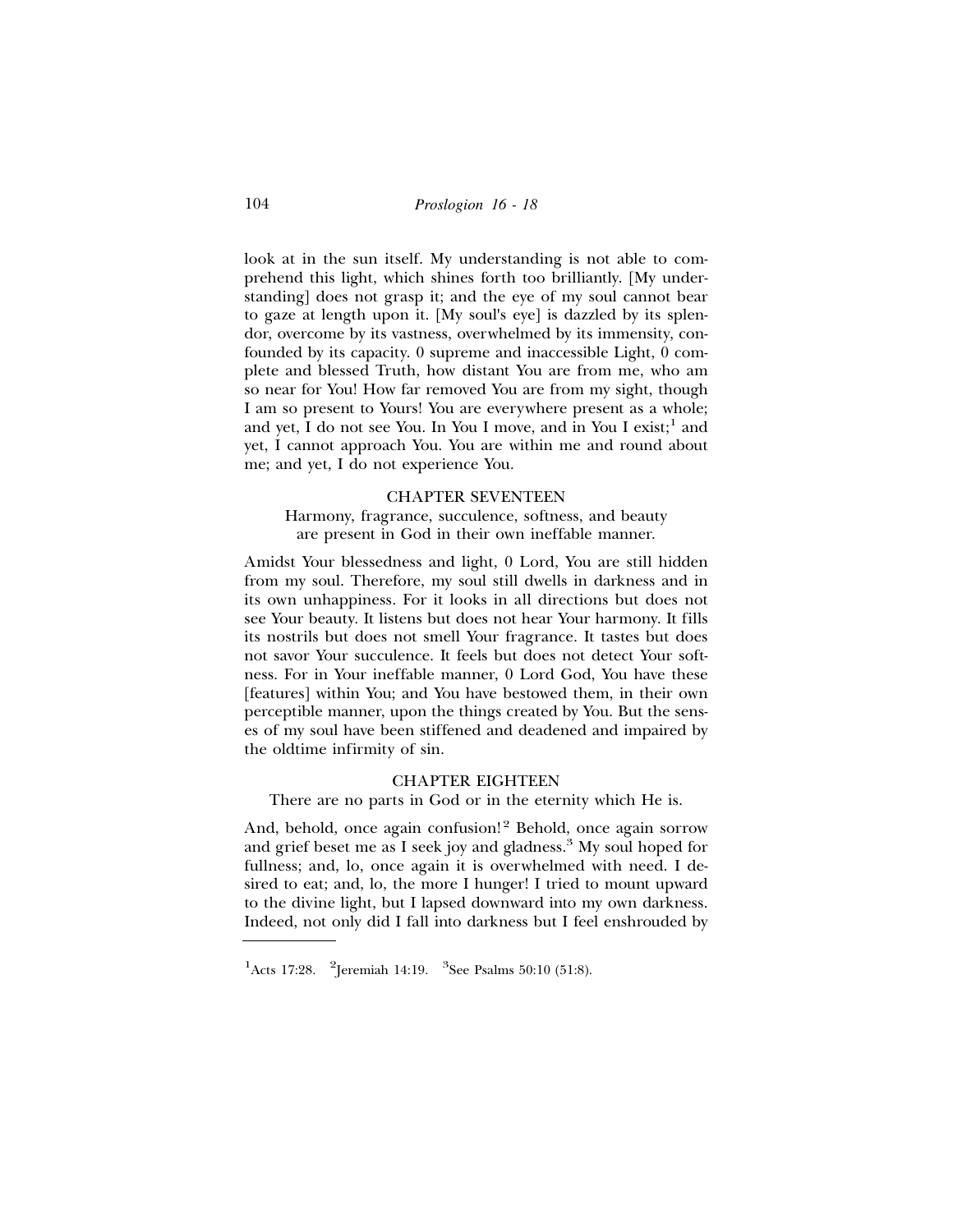look at in the sun itself. My understanding is not able to comprehend this light, which shines forth too brilliantly. [My understanding] does not grasp it; and the eye of my soul cannot bear to gaze at length upon it. [My soul's eye] is dazzled by its splendor, overcome by its vastness, overwhelmed by its immensity, confounded by its capacity. 0 supreme and inaccessible Light, 0 complete and blessed Truth, how distant You are from me, who am so near for You! How far removed You are from my sight, though I am so present to Yours! You are everywhere present as a whole; and yet, I do not see You. In You I move, and in You I exist;[1] and yet, I cannot approach You. You are within me and round about me; and yet, I do not experience You.

### CHAPTER SEVENTEEN

Harmony, fragrance, succulence, softness, and beauty are present in God in their own ineffable manner.

Amidst Your blessedness and light, 0 Lord, You are still hidden from my soul. Therefore, my soul still dwells in darkness and in its own unhappiness. For it looks in all directions but does not see Your beauty. It listens but does not hear Your harmony. It fills its nostrils but does not smell Your fragrance. It tastes but does not savor Your succulence. It feels but does not detect Your softness. For in Your ineffable manner, 0 Lord God, You have these [features] within You; and You have bestowed them, in their own perceptible manner, upon the things created by You. But the senses of my soul have been stiffened and deadened and impaired by the oldtime infirmity of sin.

### CHAPTER EIGHTEEN

There are no parts in God or in the eternity which He is.

And, behold, once again confusion![2] Behold, once again sorrow and grief beset me as I seek joy and gladness.[3] My soul hoped for fullness; and, lo, once again it is overwhelmed with need. I desired to eat; and, lo, the more I hunger! I tried to mount upward to the divine light, but I lapsed downward into my own darkness. Indeed, not only did I fall into darkness but I feel enshrouded by

---

[1] Acts 17:28. [2] Jeremiah 14:19. [3] See Psalms 50:10 (51:8).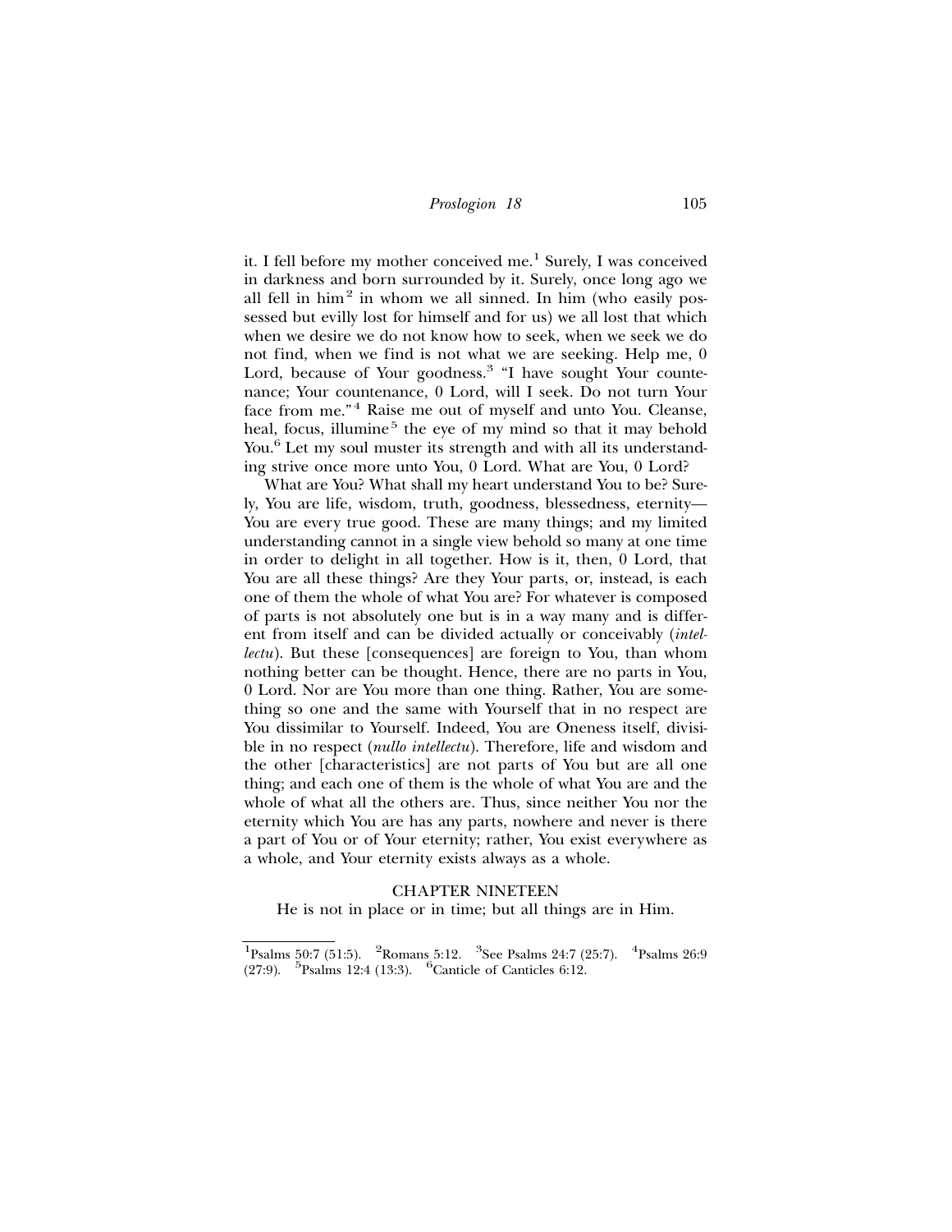it. I fell before my mother conceived me.[1] Surely, I was conceived in darkness and born surrounded by it. Surely, once long ago we all fell in him[2] in whom we all sinned. In him (who easily possessed but evilly lost for himself and for us) we all lost that which when we desire we do not know how to seek, when we seek we do not find, when we find is not what we are seeking. Help me, 0 Lord, because of Your goodness.[3] "I have sought Your countenance; Your countenance, 0 Lord, will I seek. Do not turn Your face from me."[4] Raise me out of myself and unto You. Cleanse, heal, focus, illumine[5] the eye of my mind so that it may behold You.[6] Let my soul muster its strength and with all its understanding strive once more unto You, 0 Lord. What are You, 0 Lord?

What are You? What shall my heart understand You to be? Surely, You are life, wisdom, truth, goodness, blessedness, eternity—You are every true good. These are many things; and my limited understanding cannot in a single view behold so many at one time in order to delight in all together. How is it, then, 0 Lord, that You are all these things? Are they Your parts, or, instead, is each one of them the whole of what You are? For whatever is composed of parts is not absolutely one but is in a way many and is different from itself and can be divided actually or conceivably (*intellectu*). But these [consequences] are foreign to You, than whom nothing better can be thought. Hence, there are no parts in You, 0 Lord. Nor are You more than one thing. Rather, You are something so one and the same with Yourself that in no respect are You dissimilar to Yourself. Indeed, You are Oneness itself, divisible in no respect (*nullo intellectu*). Therefore, life and wisdom and the other [characteristics] are not parts of You but are all one thing; and each one of them is the whole of what You are and the whole of what all the others are. Thus, since neither You nor the eternity which You are has any parts, nowhere and never is there a part of You or of Your eternity; rather, You exist everywhere as a whole, and Your eternity exists always as a whole.

## CHAPTER NINETEEN

He is not in place or in time; but all things are in Him.

---

[1]Psalms 50:7 (51:5). [2]Romans 5:12. [3]See Psalms 24:7 (25:7). [4]Psalms 26:9 (27:9). [5]Psalms 12:4 (13:3). [6]Canticle of Canticles 6:12.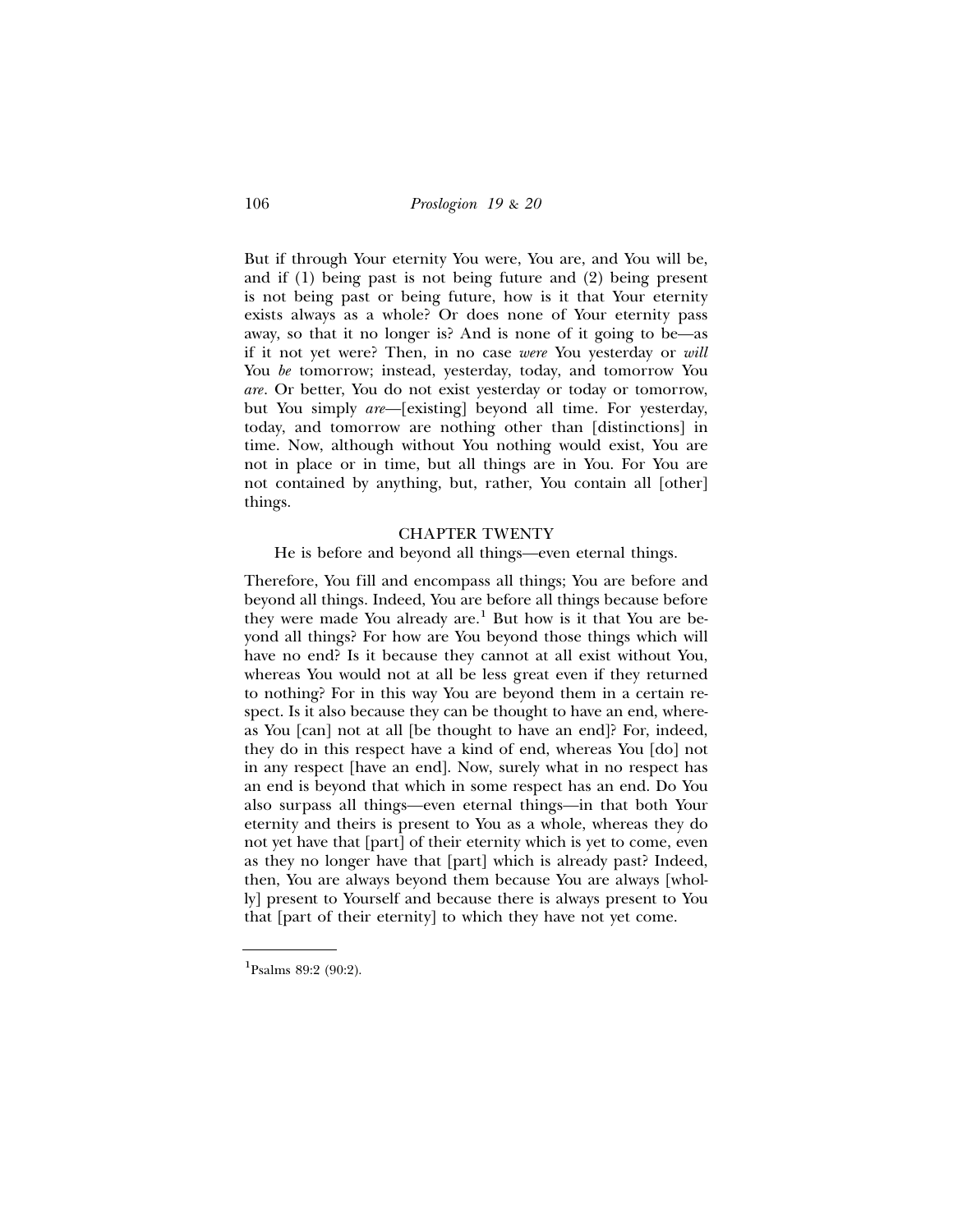But if through Your eternity You were, You are, and You will be, and if (1) being past is not being future and (2) being present is not being past or being future, how is it that Your eternity exists always as a whole? Or does none of Your eternity pass away, so that it no longer is? And is none of it going to be—as if it not yet were? Then, in no case *were* You yesterday or *will* You *be* tomorrow; instead, yesterday, today, and tomorrow You *are*. Or better, You do not exist yesterday or today or tomorrow, but You simply *are*—[existing] beyond all time. For yesterday, today, and tomorrow are nothing other than [distinctions] in time. Now, although without You nothing would exist, You are not in place or in time, but all things are in You. For You are not contained by anything, but, rather, You contain all [other] things.

## CHAPTER TWENTY

He is before and beyond all things—even eternal things.

Therefore, You fill and encompass all things; You are before and beyond all things. Indeed, You are before all things because before they were made You already are.[1] But how is it that You are beyond all things? For how are You beyond those things which will have no end? Is it because they cannot at all exist without You, whereas You would not at all be less great even if they returned to nothing? For in this way You are beyond them in a certain respect. Is it also because they can be thought to have an end, whereas You [can] not at all [be thought to have an end]? For, indeed, they do in this respect have a kind of end, whereas You [do] not in any respect [have an end]. Now, surely what in no respect has an end is beyond that which in some respect has an end. Do You also surpass all things—even eternal things—in that both Your eternity and theirs is present to You as a whole, whereas they do not yet have that [part] of their eternity which is yet to come, even as they no longer have that [part] which is already past? Indeed, then, You are always beyond them because You are always [wholly] present to Yourself and because there is always present to You that [part of their eternity] to which they have not yet come.

---

[1] Psalms 89:2 (90:2).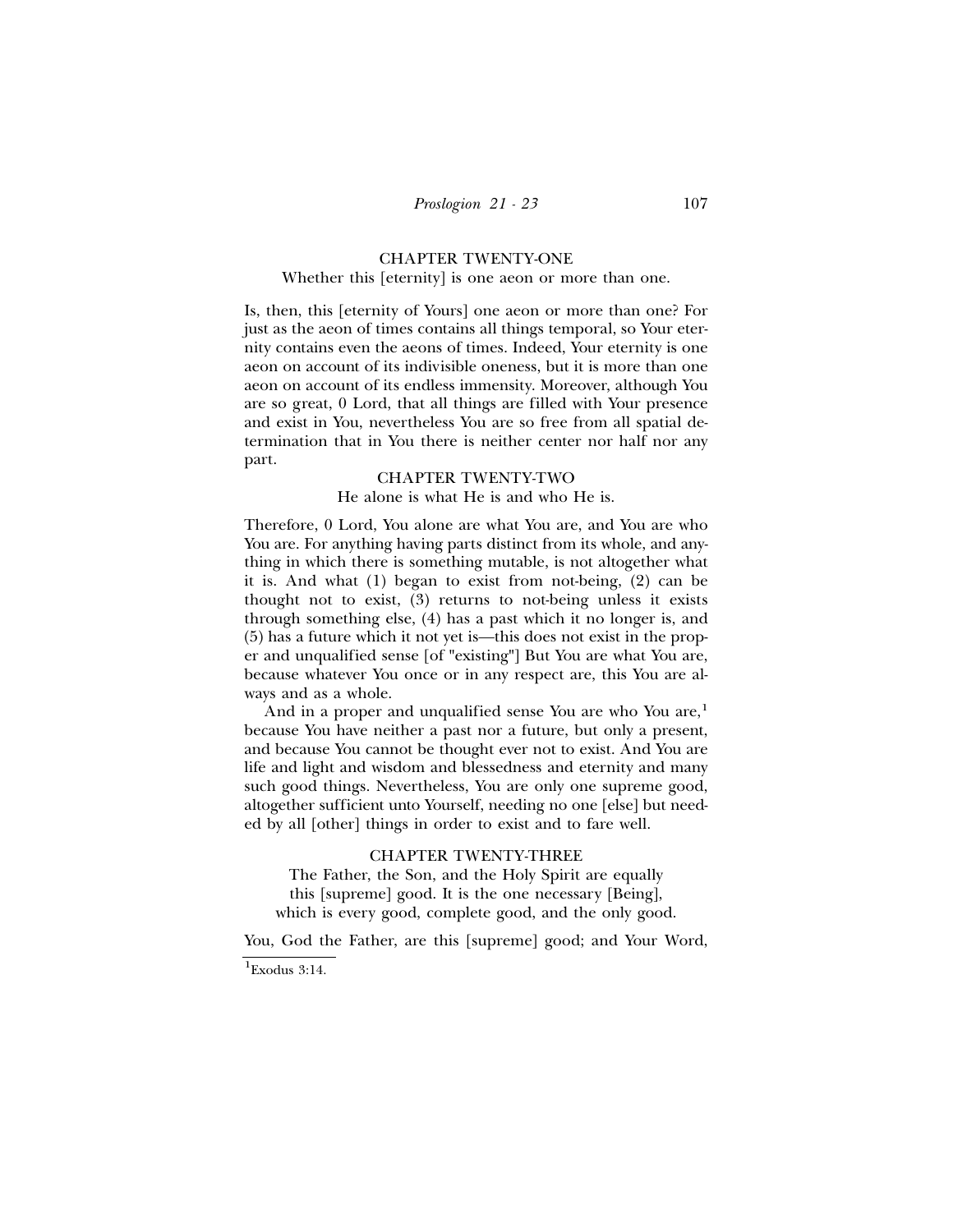## CHAPTER TWENTY-ONE

Whether this [eternity] is one aeon or more than one.

Is, then, this [eternity of Yours] one aeon or more than one? For just as the aeon of times contains all things temporal, so Your eternity contains even the aeons of times. Indeed, Your eternity is one aeon on account of its indivisible oneness, but it is more than one aeon on account of its endless immensity. Moreover, although You are so great, 0 Lord, that all things are filled with Your presence and exist in You, nevertheless You are so free from all spatial determination that in You there is neither center nor half nor any part.

## CHAPTER TWENTY-TWO

He alone is what He is and who He is.

Therefore, 0 Lord, You alone are what You are, and You are who You are. For anything having parts distinct from its whole, and anything in which there is something mutable, is not altogether what it is. And what (1) began to exist from not-being, (2) can be thought not to exist, (3) returns to not-being unless it exists through something else, (4) has a past which it no longer is, and (5) has a future which it not yet is—this does not exist in the proper and unqualified sense [of "existing"] But You are what You are, because whatever You once or in any respect are, this You are always and as a whole.

And in a proper and unqualified sense You are who You are,[1] because You have neither a past nor a future, but only a present, and because You cannot be thought ever not to exist. And You are life and light and wisdom and blessedness and eternity and many such good things. Nevertheless, You are only one supreme good, altogether sufficient unto Yourself, needing no one [else] but needed by all [other] things in order to exist and to fare well.

## CHAPTER TWENTY-THREE

The Father, the Son, and the Holy Spirit are equally this [supreme] good. It is the one necessary [Being], which is every good, complete good, and the only good.

You, God the Father, are this [supreme] good; and Your Word,

[1] Exodus 3:14.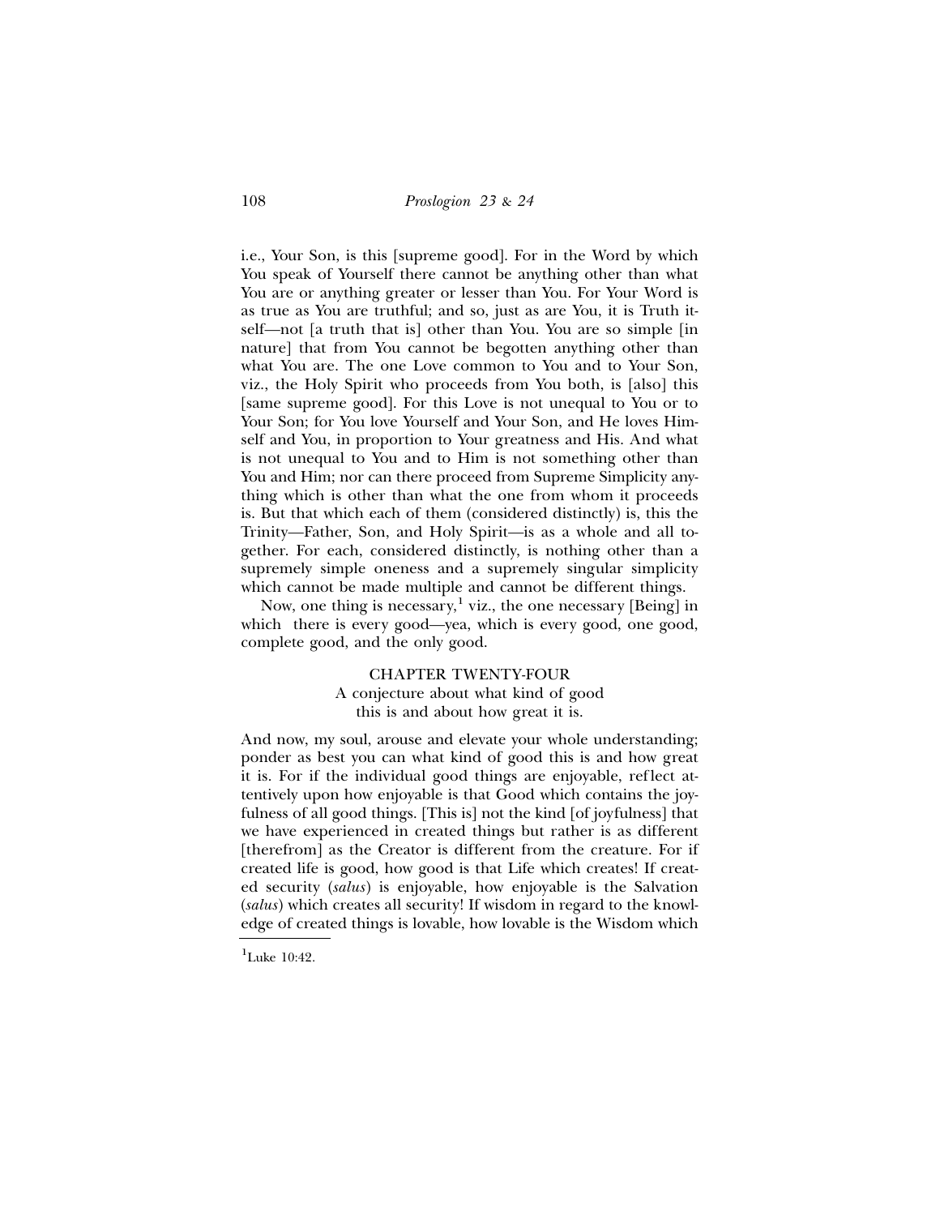i.e., Your Son, is this [supreme good]. For in the Word by which You speak of Yourself there cannot be anything other than what You are or anything greater or lesser than You. For Your Word is as true as You are truthful; and so, just as are You, it is Truth itself—not [a truth that is] other than You. You are so simple [in nature] that from You cannot be begotten anything other than what You are. The one Love common to You and to Your Son, viz., the Holy Spirit who proceeds from You both, is [also] this [same supreme good]. For this Love is not unequal to You or to Your Son; for You love Yourself and Your Son, and He loves Himself and You, in proportion to Your greatness and His. And what is not unequal to You and to Him is not something other than You and Him; nor can there proceed from Supreme Simplicity anything which is other than what the one from whom it proceeds is. But that which each of them (considered distinctly) is, this the Trinity—Father, Son, and Holy Spirit—is as a whole and all together. For each, considered distinctly, is nothing other than a supremely simple oneness and a supremely singular simplicity which cannot be made multiple and cannot be different things.

Now, one thing is necessary,[1] viz., the one necessary [Being] in which there is every good—yea, which is every good, one good, complete good, and the only good.

## CHAPTER TWENTY-FOUR

### A conjecture about what kind of good this is and about how great it is.

And now, my soul, arouse and elevate your whole understanding; ponder as best you can what kind of good this is and how great it is. For if the individual good things are enjoyable, reflect attentively upon how enjoyable is that Good which contains the joyfulness of all good things. [This is] not the kind [of joyfulness] that we have experienced in created things but rather is as different [therefrom] as the Creator is different from the creature. For if created life is good, how good is that Life which creates! If created security (*salus*) is enjoyable, how enjoyable is the Salvation (*salus*) which creates all security! If wisdom in regard to the knowledge of created things is lovable, how lovable is the Wisdom which

[1] Luke 10:42.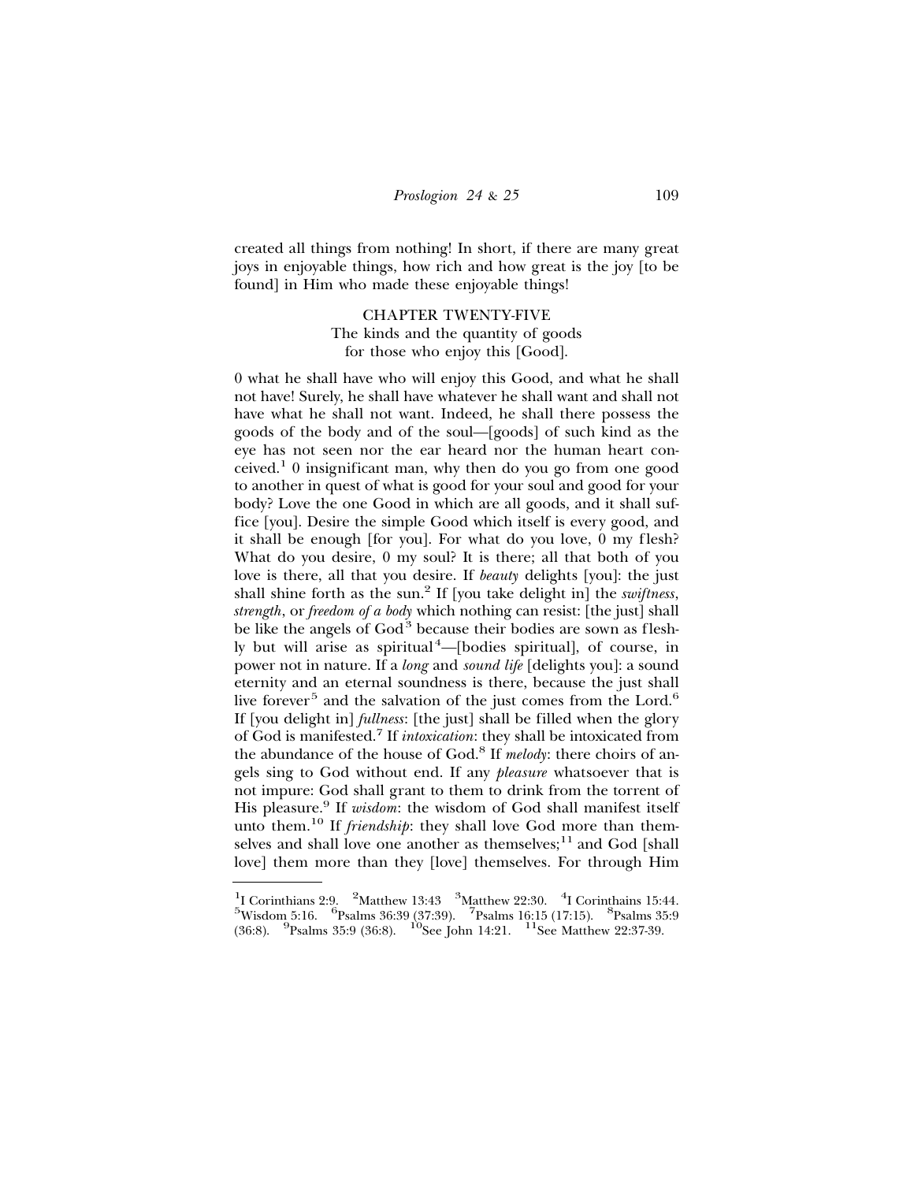created all things from nothing! In short, if there are many great joys in enjoyable things, how rich and how great is the joy [to be found] in Him who made these enjoyable things!

## CHAPTER TWENTY-FIVE

### The kinds and the quantity of goods for those who enjoy this [Good].

0 what he shall have who will enjoy this Good, and what he shall not have! Surely, he shall have whatever he shall want and shall not have what he shall not want. Indeed, he shall there possess the goods of the body and of the soul—[goods] of such kind as the eye has not seen nor the ear heard nor the human heart conceived.[1] 0 insignificant man, why then do you go from one good to another in quest of what is good for your soul and good for your body? Love the one Good in which are all goods, and it shall suffice [you]. Desire the simple Good which itself is every good, and it shall be enough [for you]. For what do you love, 0 my flesh? What do you desire, 0 my soul? It is there; all that both of you love is there, all that you desire. If *beauty* delights [you]: the just shall shine forth as the sun.[2] If [you take delight in] the *swiftness*, *strength*, or *freedom of a body* which nothing can resist: [the just] shall be like the angels of God[3] because their bodies are sown as fleshly but will arise as spiritual[4]—[bodies spiritual], of course, in power not in nature. If a *long* and *sound life* [delights you]: a sound eternity and an eternal soundness is there, because the just shall live forever[5] and the salvation of the just comes from the Lord.[6] If [you delight in] *fullness*: [the just] shall be filled when the glory of God is manifested.[7] If *intoxication*: they shall be intoxicated from the abundance of the house of God.[8] If *melody*: there choirs of angels sing to God without end. If any *pleasure* whatsoever that is not impure: God shall grant to them to drink from the torrent of His pleasure.[9] If *wisdom*: the wisdom of God shall manifest itself unto them.[10] If *friendship*: they shall love God more than themselves and shall love one another as themselves;[11] and God [shall love] them more than they [love] themselves. For through Him

---

[1]I Corinthians 2:9. [2]Matthew 13:43 [3]Matthew 22:30. [4]I Corinthains 15:44. [5]Wisdom 5:16. [6]Psalms 36:39 (37:39). [7]Psalms 16:15 (17:15). [8]Psalms 35:9 (36:8). [9]Psalms 35:9 (36:8). [10]See John 14:21. [11]See Matthew 22:37-39.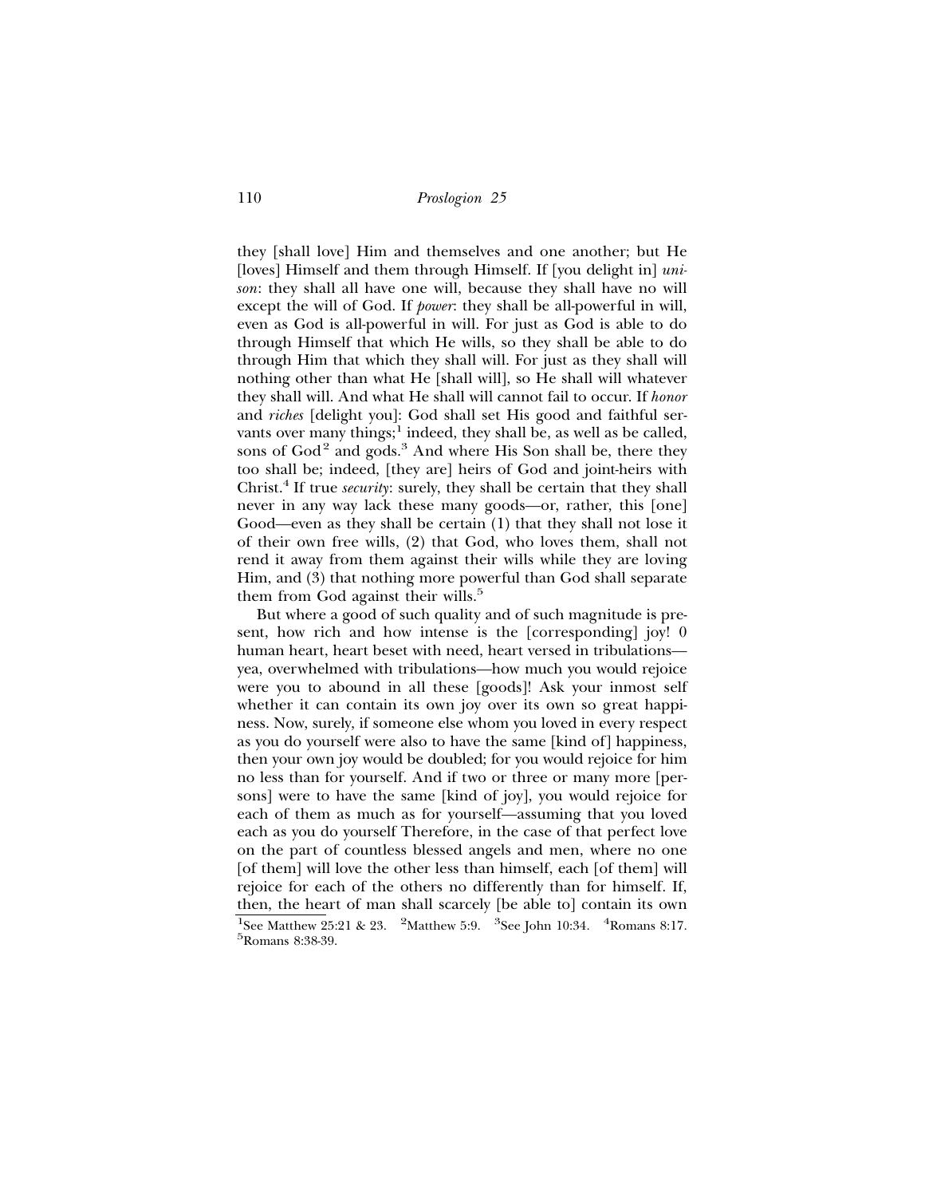they [shall love] Him and themselves and one another; but He [loves] Himself and them through Himself. If [you delight in] *unison*: they shall all have one will, because they shall have no will except the will of God. If *power*: they shall be all-powerful in will, even as God is all-powerful in will. For just as God is able to do through Himself that which He wills, so they shall be able to do through Him that which they shall will. For just as they shall will nothing other than what He [shall will], so He shall will whatever they shall will. And what He shall will cannot fail to occur. If *honor* and *riches* [delight you]: God shall set His good and faithful servants over many things;[1] indeed, they shall be, as well as be called, sons of God[2] and gods.[3] And where His Son shall be, there they too shall be; indeed, [they are] heirs of God and joint-heirs with Christ.[4] If true *security*: surely, they shall be certain that they shall never in any way lack these many goods—or, rather, this [one] Good—even as they shall be certain (1) that they shall not lose it of their own free wills, (2) that God, who loves them, shall not rend it away from them against their wills while they are loving Him, and (3) that nothing more powerful than God shall separate them from God against their wills.[5]

But where a good of such quality and of such magnitude is present, how rich and how intense is the [corresponding] joy! 0 human heart, heart beset with need, heart versed in tribulations—yea, overwhelmed with tribulations—how much you would rejoice were you to abound in all these [goods]! Ask your inmost self whether it can contain its own joy over its own so great happiness. Now, surely, if someone else whom you loved in every respect as you do yourself were also to have the same [kind of] happiness, then your own joy would be doubled; for you would rejoice for him no less than for yourself. And if two or three or many more [persons] were to have the same [kind of joy], you would rejoice for each of them as much as for yourself—assuming that you loved each as you do yourself Therefore, in the case of that perfect love on the part of countless blessed angels and men, where no one [of them] will love the other less than himself, each [of them] will rejoice for each of the others no differently than for himself. If, then, the heart of man shall scarcely [be able to] contain its own

---

[1] See Matthew 25:21 & 23. [2] Matthew 5:9. [3] See John 10:34. [4] Romans 8:17. [5] Romans 8:38-39.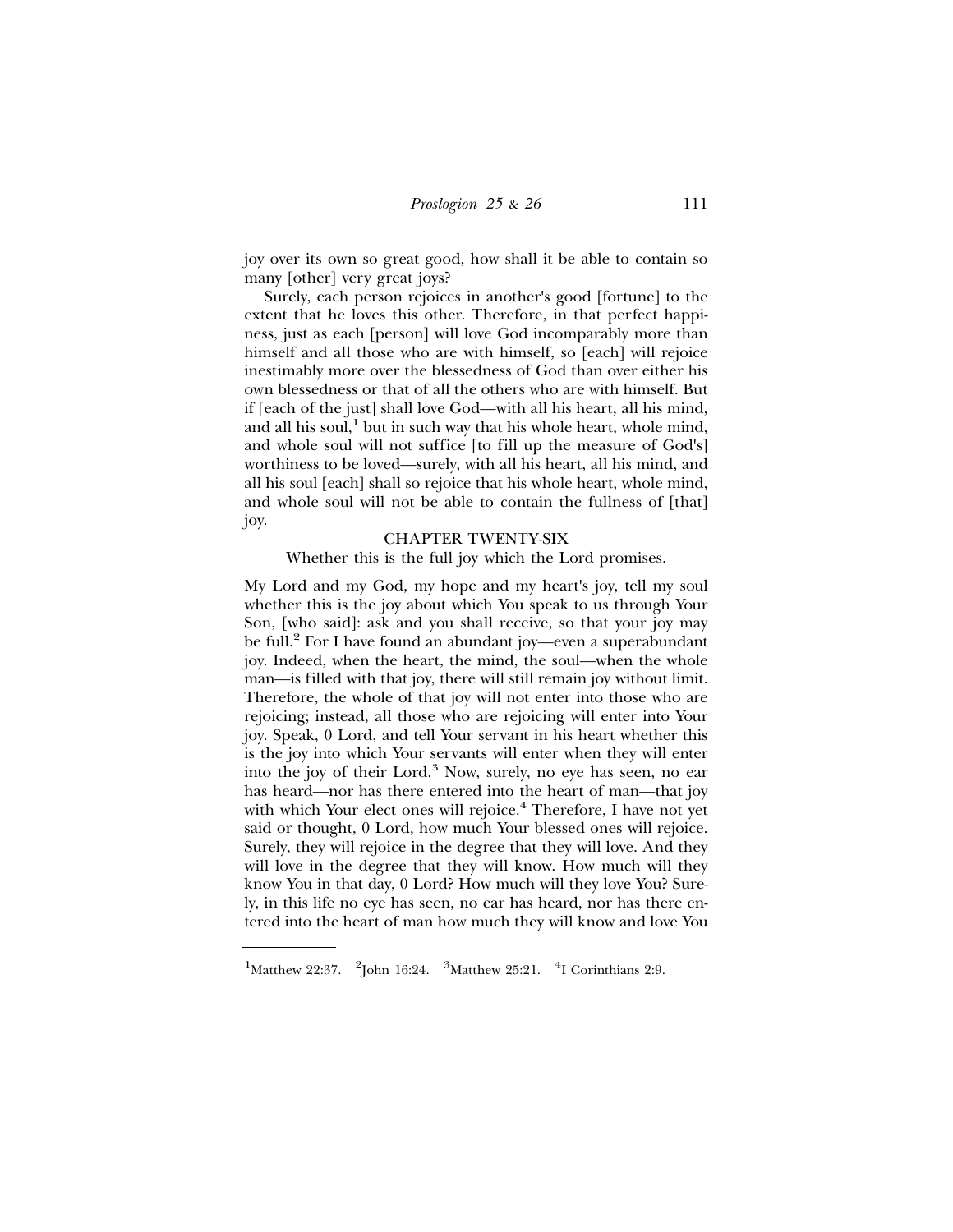joy over its own so great good, how shall it be able to contain so many [other] very great joys?

Surely, each person rejoices in another's good [fortune] to the extent that he loves this other. Therefore, in that perfect happiness, just as each [person] will love God incomparably more than himself and all those who are with himself, so [each] will rejoice inestimably more over the blessedness of God than over either his own blessedness or that of all the others who are with himself. But if [each of the just] shall love God—with all his heart, all his mind, and all his soul,[1] but in such way that his whole heart, whole mind, and whole soul will not suffice [to fill up the measure of God's] worthiness to be loved—surely, with all his heart, all his mind, and all his soul [each] shall so rejoice that his whole heart, whole mind, and whole soul will not be able to contain the fullness of [that] joy.

## CHAPTER TWENTY-SIX

Whether this is the full joy which the Lord promises.

My Lord and my God, my hope and my heart's joy, tell my soul whether this is the joy about which You speak to us through Your Son, [who said]: ask and you shall receive, so that your joy may be full.[2] For I have found an abundant joy—even a superabundant joy. Indeed, when the heart, the mind, the soul—when the whole man—is filled with that joy, there will still remain joy without limit. Therefore, the whole of that joy will not enter into those who are rejoicing; instead, all those who are rejoicing will enter into Your joy. Speak, 0 Lord, and tell Your servant in his heart whether this is the joy into which Your servants will enter when they will enter into the joy of their Lord.[3] Now, surely, no eye has seen, no ear has heard—nor has there entered into the heart of man—that joy with which Your elect ones will rejoice.[4] Therefore, I have not yet said or thought, 0 Lord, how much Your blessed ones will rejoice. Surely, they will rejoice in the degree that they will love. And they will love in the degree that they will know. How much will they know You in that day, 0 Lord? How much will they love You? Surely, in this life no eye has seen, no ear has heard, nor has there entered into the heart of man how much they will know and love You

---

[1] Matthew 22:37. [2] John 16:24. [3] Matthew 25:21. [4] I Corinthians 2:9.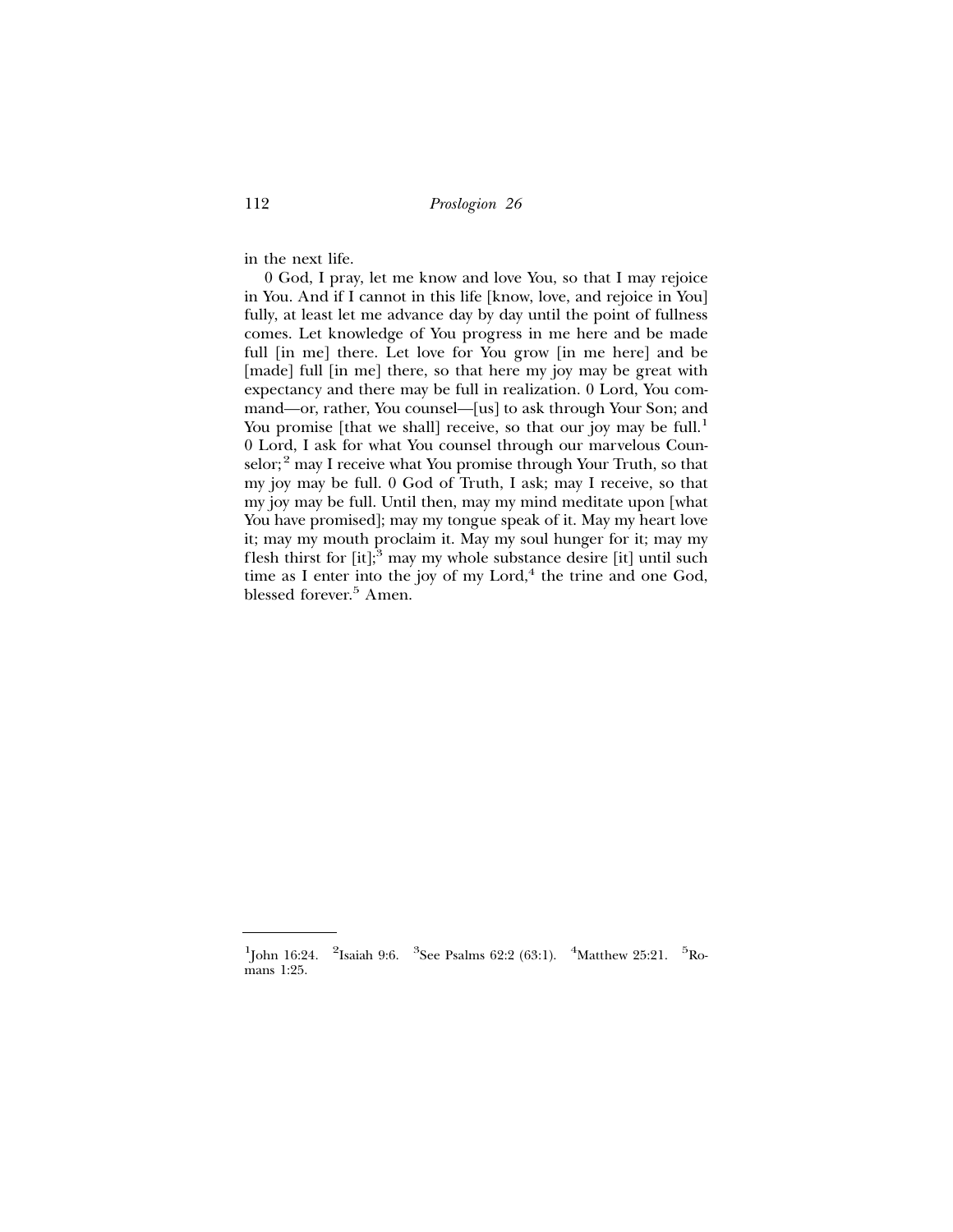in the next life.

0 God, I pray, let me know and love You, so that I may rejoice in You. And if I cannot in this life [know, love, and rejoice in You] fully, at least let me advance day by day until the point of fullness comes. Let knowledge of You progress in me here and be made full [in me] there. Let love for You grow [in me here] and be [made] full [in me] there, so that here my joy may be great with expectancy and there may be full in realization. 0 Lord, You command—or, rather, You counsel—[us] to ask through Your Son; and You promise [that we shall] receive, so that our joy may be full.[1] 0 Lord, I ask for what You counsel through our marvelous Counselor;[2] may I receive what You promise through Your Truth, so that my joy may be full. 0 God of Truth, I ask; may I receive, so that my joy may be full. Until then, may my mind meditate upon [what You have promised]; may my tongue speak of it. May my heart love it; may my mouth proclaim it. May my soul hunger for it; may my flesh thirst for [it];[3] may my whole substance desire [it] until such time as I enter into the joy of my Lord,[4] the trine and one God, blessed forever.[5] Amen.

---

[1]John 16:24. [2]Isaiah 9:6. [3]See Psalms 62:2 (63:1). [4]Matthew 25:21. [5]Romans 1:25.